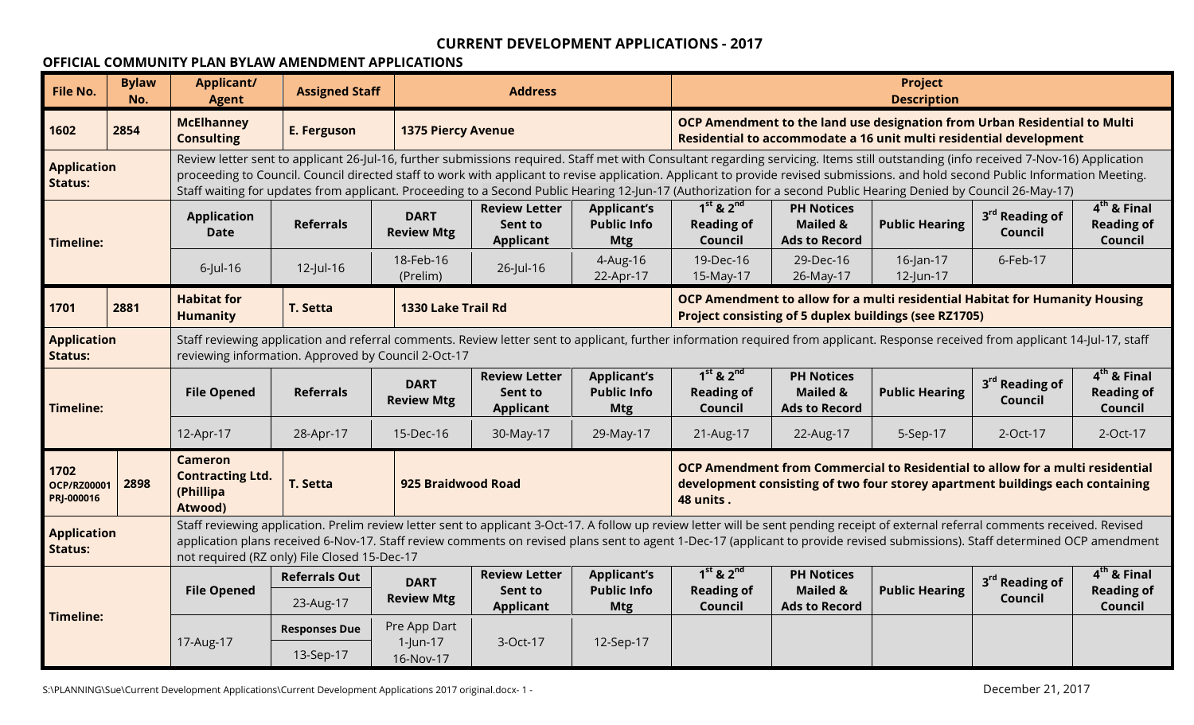# CURRENT DEVELOPMENT APPLICATIONS - 2017

## OFFICIAL COMMUNITY PLAN BYLAW AMENDMENT APPLICATIONS

| File No. | Bylaw No. | Applicant/ Agent | Assigned Staff | Address | Project Description |
|---|---|---|---|---|---|
| 1602 | 2854 | McElhanney Consulting | E. Ferguson | 1375 Piercy Avenue | OCP Amendment to the land use designation from Urban Residential to Multi Residential to accommodate a 16 unit multi residential development |

**Application Status:** Review letter sent to applicant 26-Jul-16, further submissions required. Staff met with Consultant regarding servicing. Items still outstanding (info received 7-Nov-16) Application proceeding to Council. Council directed staff to work with applicant to revise application. Applicant to provide revised submissions. and hold second Public Information Meeting. Staff waiting for updates from applicant. Proceeding to a Second Public Hearing 12-Jun-17 (Authorization for a second Public Hearing Denied by Council 26-May-17)

**Timeline:**

| Application Date | Referrals | DART Review Mtg | Review Letter Sent to Applicant | Applicant's Public Info Mtg | 1st & 2nd Reading of Council | PH Notices Mailed & Ads to Record | Public Hearing | 3rd Reading of Council | 4th & Final Reading of Council |
|---|---|---|---|---|---|---|---|---|---|
| 6-Jul-16 | 12-Jul-16 | 18-Feb-16 (Prelim) | 26-Jul-16 | 4-Aug-16<br>22-Apr-17 | 19-Dec-16<br>15-May-17 | 29-Dec-16<br>26-May-17 | 16-Jan-17<br>12-Jun-17 | 6-Feb-17 | |

| File No. | Bylaw No. | Applicant/ Agent | Assigned Staff | Address | Project Description |
|---|---|---|---|---|---|
| 1701 | 2881 | Habitat for Humanity | T. Setta | 1330 Lake Trail Rd | OCP Amendment to allow for a multi residential Habitat for Humanity Housing Project consisting of 5 duplex buildings (see RZ1705) |

**Application Status:** Staff reviewing application and referral comments. Review letter sent to applicant, further information required from applicant. Response received from applicant 14-Jul-17, staff reviewing information. Approved by Council 2-Oct-17

**Timeline:**

| File Opened | Referrals | DART Review Mtg | Review Letter Sent to Applicant | Applicant's Public Info Mtg | 1st & 2nd Reading of Council | PH Notices Mailed & Ads to Record | Public Hearing | 3rd Reading of Council | 4th & Final Reading of Council |
|---|---|---|---|---|---|---|---|---|---|
| 12-Apr-17 | 28-Apr-17 | 15-Dec-16 | 30-May-17 | 29-May-17 | 21-Aug-17 | 22-Aug-17 | 5-Sep-17 | 2-Oct-17 | 2-Oct-17 |

| File No. | Bylaw No. | Applicant/ Agent | Assigned Staff | Address | Project Description |
|---|---|---|---|---|---|
| 1702<br>OCP/RZ00001<br>PRJ-000016 | 2898 | Cameron Contracting Ltd. (Phillipa Atwood) | T. Setta | 925 Braidwood Road | OCP Amendment from Commercial to Residential to allow for a multi residential development consisting of two four storey apartment buildings each containing 48 units . |

**Application Status:** Staff reviewing application. Prelim review letter sent to applicant 3-Oct-17. A follow up review letter will be sent pending receipt of external referral comments received. Revised application plans received 6-Nov-17. Staff review comments on revised plans sent to agent 1-Dec-17 (applicant to provide revised submissions). Staff determined OCP amendment not required (RZ only) File Closed 15-Dec-17

**Timeline:**

| File Opened | Referrals Out | DART Review Mtg | Review Letter Sent to Applicant | Applicant's Public Info Mtg | 1st & 2nd Reading of Council | PH Notices Mailed & Ads to Record | Public Hearing | 3rd Reading of Council | 4th & Final Reading of Council |
|---|---|---|---|---|---|---|---|---|---|
| | 23-Aug-17 | | | | | | | | |
| | Responses Due | | | | | | | | |
| 17-Aug-17 | 13-Sep-17 | Pre App Dart<br>1-Jun-17<br>16-Nov-17 | 3-Oct-17 | 12-Sep-17 | | | | | |

S:\PLANNING\Sue\Current Development Applications\Current Development Applications 2017 original.docx

December 21, 2017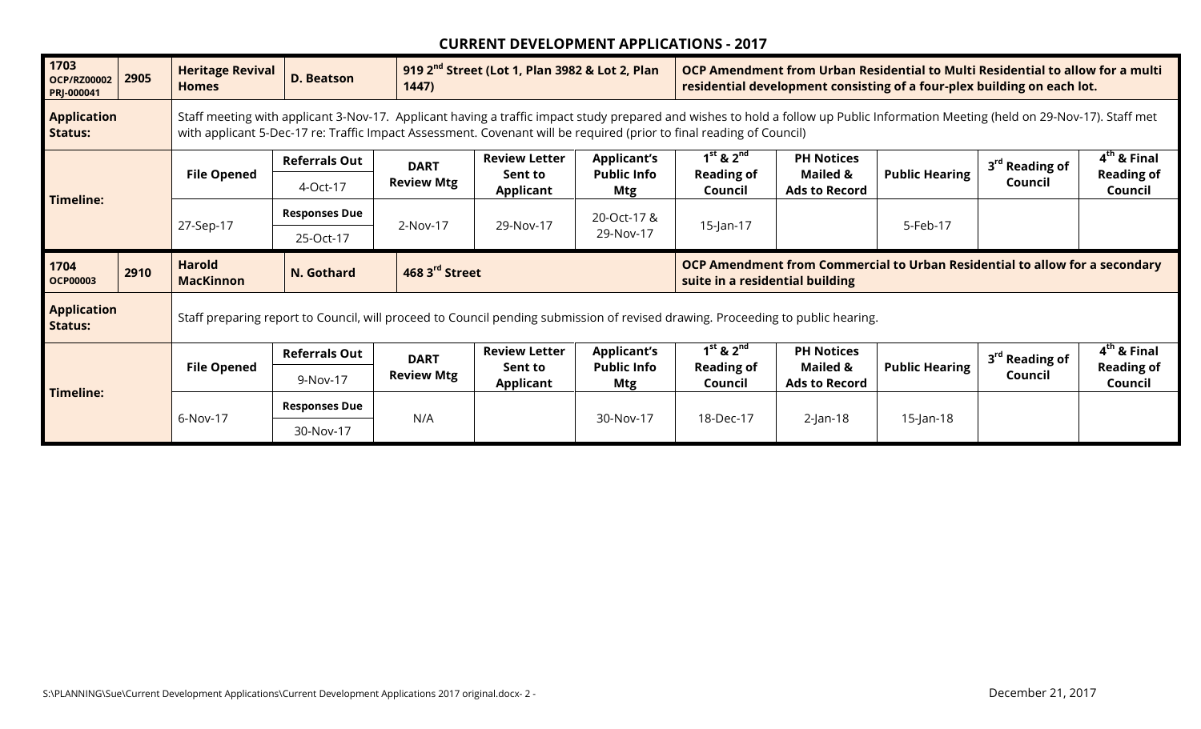## CURRENT DEVELOPMENT APPLICATIONS - 2017

| 1703 OCP/RZ00002 PRJ-000041 | 2905 | Heritage Revival Homes | D. Beatson | 919 2nd Street (Lot 1, Plan 3982 & Lot 2, Plan 1447) | | OCP Amendment from Urban Residential to Multi Residential to allow for a multi residential development consisting of a four-plex building on each lot. | | | | |
|---|---|---|---|---|---|---|---|---|---|---|
| **Application Status:** | | Staff meeting with applicant 3-Nov-17. Applicant having a traffic impact study prepared and wishes to hold a follow up Public Information Meeting (held on 29-Nov-17). Staff met with applicant 5-Dec-17 re: Traffic Impact Assessment. Covenant will be required (prior to final reading of Council) | | | | | | | | |
| **Timeline:** | | **File Opened** | **Referrals Out** 4-Oct-17 | **DART Review Mtg** | **Review Letter Sent to Applicant** | **Applicant's Public Info Mtg** | **1st & 2nd Reading of Council** | **PH Notices Mailed & Ads to Record** | **Public Hearing** | **3rd Reading of Council** | **4th & Final Reading of Council** |
| | | 27-Sep-17 | **Responses Due** 25-Oct-17 | 2-Nov-17 | 29-Nov-17 | 20-Oct-17 & 29-Nov-17 | 15-Jan-17 | | 5-Feb-17 | | |

| 1704 OCP00003 | 2910 | Harold MacKinnon | N. Gothard | 468 3rd Street | | OCP Amendment from Commercial to Urban Residential to allow for a secondary suite in a residential building | | | | |
|---|---|---|---|---|---|---|---|---|---|---|
| **Application Status:** | | Staff preparing report to Council, will proceed to Council pending submission of revised drawing. Proceeding to public hearing. | | | | | | | | |
| **Timeline:** | | **File Opened** | **Referrals Out** 9-Nov-17 | **DART Review Mtg** | **Review Letter Sent to Applicant** | **Applicant's Public Info Mtg** | **1st & 2nd Reading of Council** | **PH Notices Mailed & Ads to Record** | **Public Hearing** | **3rd Reading of Council** | **4th & Final Reading of Council** |
| | | 6-Nov-17 | **Responses Due** 30-Nov-17 | N/A | | 30-Nov-17 | 18-Dec-17 | 2-Jan-18 | 15-Jan-18 | | |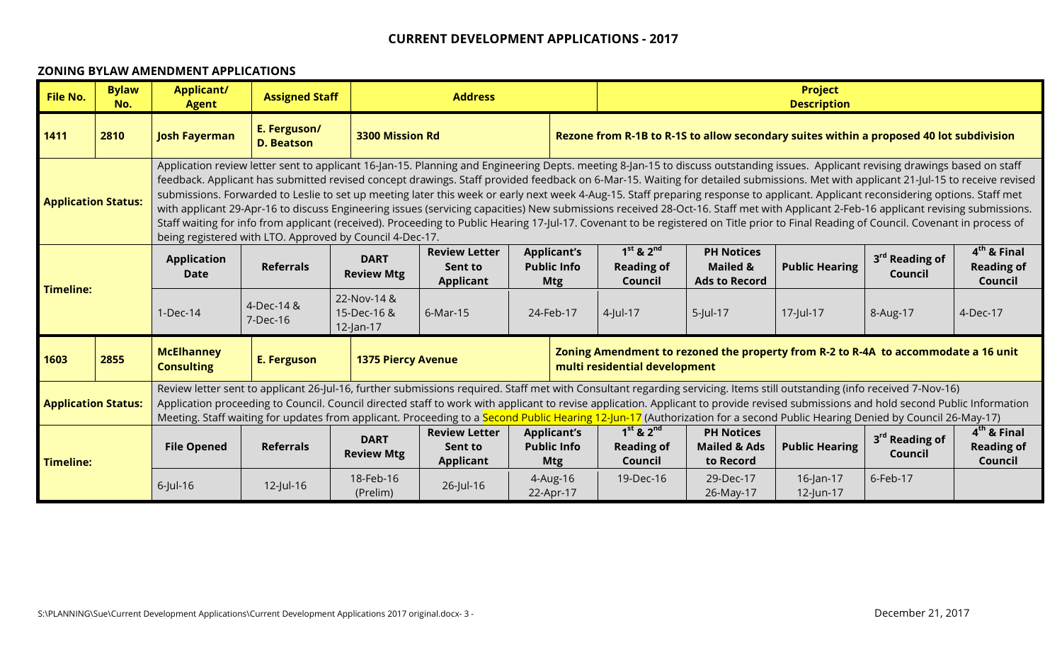# CURRENT DEVELOPMENT APPLICATIONS - 2017

## ZONING BYLAW AMENDMENT APPLICATIONS

| File No. | Bylaw No. | Applicant/ Agent | Assigned Staff | Address | Project Description |
|---|---|---|---|---|---|
| **1411** | **2810** | **Josh Fayerman** | **E. Ferguson/ D. Beatson** | **3300 Mission Rd** | **Rezone from R-1B to R-1S to allow secondary suites within a proposed 40 lot subdivision** |

**Application Status:** Application review letter sent to applicant 16-Jan-15. Planning and Engineering Depts. meeting 8-Jan-15 to discuss outstanding issues. Applicant revising drawings based on staff feedback. Applicant has submitted revised concept drawings. Staff provided feedback on 6-Mar-15. Waiting for detailed submissions. Met with applicant 21-Jul-15 to receive revised submissions. Forwarded to Leslie to set up meeting later this week or early next week 4-Aug-15. Staff preparing response to applicant. Applicant reconsidering options. Staff met with applicant 29-Apr-16 to discuss Engineering issues (servicing capacities) New submissions received 28-Oct-16. Staff met with Applicant 2-Feb-16 applicant revising submissions. Staff waiting for info from applicant (received). Proceeding to Public Hearing 17-Jul-17. Covenant to be registered on Title prior to Final Reading of Council. Covenant in process of being registered with LTO. Approved by Council 4-Dec-17.

**Timeline:**

| Application Date | Referrals | DART Review Mtg | Review Letter Sent to Applicant | Applicant's Public Info Mtg | 1st & 2nd Reading of Council | PH Notices Mailed & Ads to Record | Public Hearing | 3rd Reading of Council | 4th & Final Reading of Council |
|---|---|---|---|---|---|---|---|---|---|
| 1-Dec-14 | 4-Dec-14 & 7-Dec-16 | 22-Nov-14 & 15-Dec-16 & 12-Jan-17 | 6-Mar-15 | 24-Feb-17 | 4-Jul-17 | 5-Jul-17 | 17-Jul-17 | 8-Aug-17 | 4-Dec-17 |

| File No. | Bylaw No. | Applicant/ Agent | Assigned Staff | Address | Project Description |
|---|---|---|---|---|---|
| **1603** | **2855** | **McElhanney Consulting** | **E. Ferguson** | **1375 Piercy Avenue** | **Zoning Amendment to rezoned the property from R-2 to R-4A to accommodate a 16 unit multi residential development** |

**Application Status:** Review letter sent to applicant 26-Jul-16, further submissions required. Staff met with Consultant regarding servicing. Items still outstanding (info received 7-Nov-16) Application proceeding to Council. Council directed staff to work with applicant to revise application. Applicant to provide revised submissions and hold second Public Information Meeting. Staff waiting for updates from applicant. Proceeding to a Second Public Hearing 12-Jun-17 (Authorization for a second Public Hearing Denied by Council 26-May-17)

**Timeline:**

| File Opened | Referrals | DART Review Mtg | Review Letter Sent to Applicant | Applicant's Public Info Mtg | 1st & 2nd Reading of Council | PH Notices Mailed & Ads to Record | Public Hearing | 3rd Reading of Council | 4th & Final Reading of Council |
|---|---|---|---|---|---|---|---|---|---|
| 6-Jul-16 | 12-Jul-16 | 18-Feb-16 (Prelim) | 26-Jul-16 | 4-Aug-16 22-Apr-17 | 19-Dec-16 | 29-Dec-17 26-May-17 | 16-Jan-17 12-Jun-17 | 6-Feb-17 | |

S:\PLANNING\Sue\Current Development Applications\Current Development Applications 2017 original.docx

December 21, 2017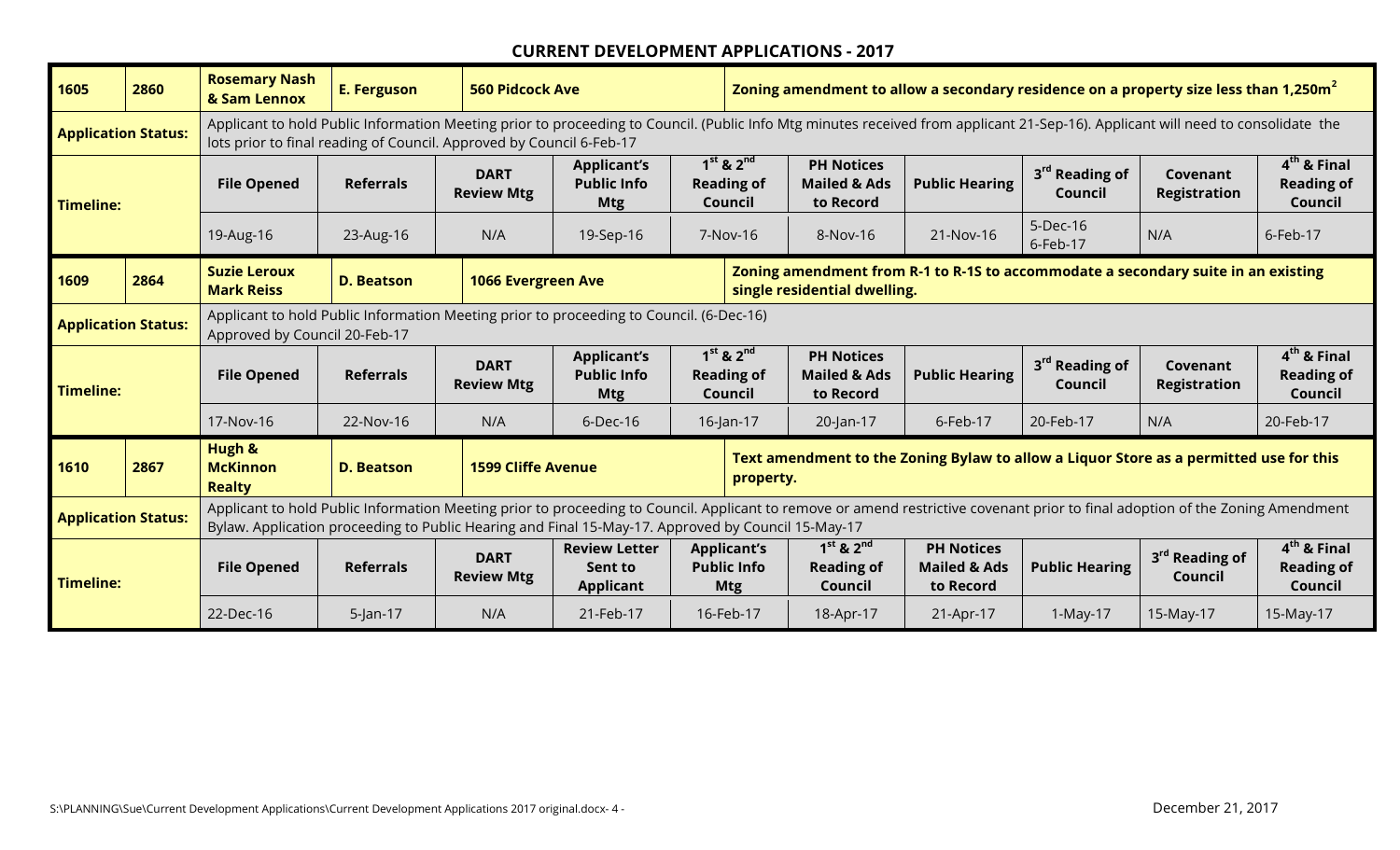# CURRENT DEVELOPMENT APPLICATIONS - 2017

| 1605 | 2860 | Rosemary Nash & Sam Lennox | E. Ferguson | 560 Pidcock Ave | Zoning amendment to allow a secondary residence on a property size less than 1,250m$^2$ | | | | | |
|---|---|---|---|---|---|---|---|---|---|---|
| **Application Status:** | | Applicant to hold Public Information Meeting prior to proceeding to Council. (Public Info Mtg minutes received from applicant 21-Sep-16). Applicant will need to consolidate the lots prior to final reading of Council. Approved by Council 6-Feb-17 | | | | | | | | |
| **Timeline:** | | **File Opened** | **Referrals** | **DART Review Mtg** | **Applicant's Public Info Mtg** | **1$^{st}$ & 2$^{nd}$ Reading of Council** | **PH Notices Mailed & Ads to Record** | **Public Hearing** | **3$^{rd}$ Reading of Council** | **Covenant Registration** | **4$^{th}$ & Final Reading of Council** |
| | | 19-Aug-16 | 23-Aug-16 | N/A | 19-Sep-16 | 7-Nov-16 | 8-Nov-16 | 21-Nov-16 | 5-Dec-16 6-Feb-17 | N/A | 6-Feb-17 |

| 1609 | 2864 | Suzie Leroux Mark Reiss | D. Beatson | 1066 Evergreen Ave | Zoning amendment from R-1 to R-1S to accommodate a secondary suite in an existing single residential dwelling. | | | | | |
|---|---|---|---|---|---|---|---|---|---|---|
| **Application Status:** | | Applicant to hold Public Information Meeting prior to proceeding to Council. (6-Dec-16) Approved by Council 20-Feb-17 | | | | | | | | |
| **Timeline:** | | **File Opened** | **Referrals** | **DART Review Mtg** | **Applicant's Public Info Mtg** | **1$^{st}$ & 2$^{nd}$ Reading of Council** | **PH Notices Mailed & Ads to Record** | **Public Hearing** | **3$^{rd}$ Reading of Council** | **Covenant Registration** | **4$^{th}$ & Final Reading of Council** |
| | | 17-Nov-16 | 22-Nov-16 | N/A | 6-Dec-16 | 16-Jan-17 | 20-Jan-17 | 6-Feb-17 | 20-Feb-17 | N/A | 20-Feb-17 |

| 1610 | 2867 | Hugh & McKinnon Realty | D. Beatson | 1599 Cliffe Avenue | Text amendment to the Zoning Bylaw to allow a Liquor Store as a permitted use for this property. | | | | | |
|---|---|---|---|---|---|---|---|---|---|---|
| **Application Status:** | | Applicant to hold Public Information Meeting prior to proceeding to Council. Applicant to remove or amend restrictive covenant prior to final adoption of the Zoning Amendment Bylaw. Application proceeding to Public Hearing and Final 15-May-17. Approved by Council 15-May-17 | | | | | | | | |
| **Timeline:** | | **File Opened** | **Referrals** | **DART Review Mtg** | **Review Letter Sent to Applicant** | **Applicant's Public Info Mtg** | **1$^{st}$ & 2$^{nd}$ Reading of Council** | **PH Notices Mailed & Ads to Record** | **Public Hearing** | **3$^{rd}$ Reading of Council** | **4$^{th}$ & Final Reading of Council** |
| | | 22-Dec-16 | 5-Jan-17 | N/A | 21-Feb-17 | 16-Feb-17 | 18-Apr-17 | 21-Apr-17 | 1-May-17 | 15-May-17 | 15-May-17 |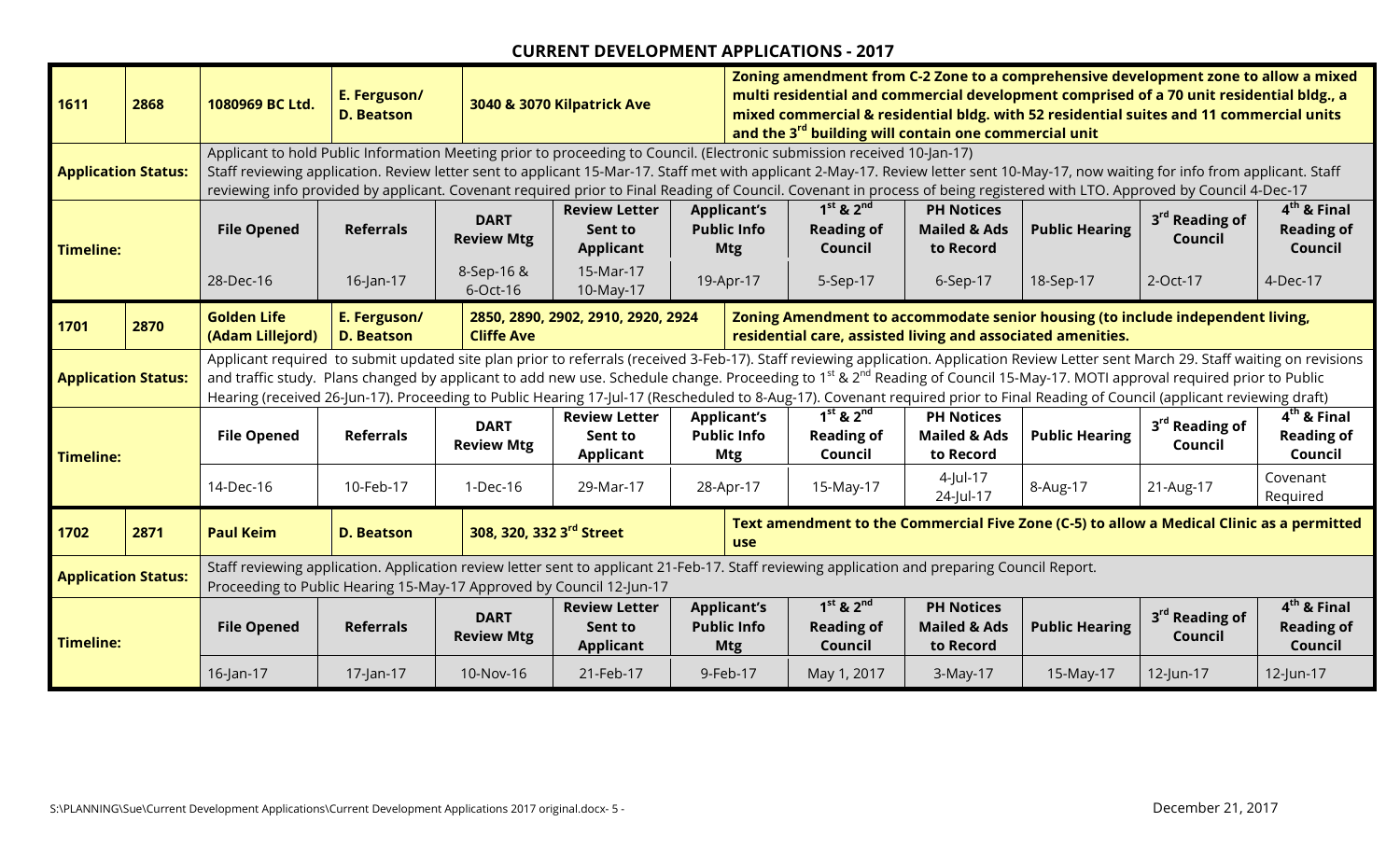## CURRENT DEVELOPMENT APPLICATIONS - 2017

| | | | | | | | | | | |
|---|---|---|---|---|---|---|---|---|---|---|
| **1611** | **2868** | **1080969 BC Ltd.** | **E. Ferguson/ D. Beatson** | **3040 & 3070 Kilpatrick Ave** | | **Zoning amendment from C-2 Zone to a comprehensive development zone to allow a mixed multi residential and commercial development comprised of a 70 unit residential bldg., a mixed commercial & residential bldg. with 52 residential suites and 11 commercial units and the 3rd building will contain one commercial unit** | | | | |
| **Application Status:** | | Applicant to hold Public Information Meeting prior to proceeding to Council. (Electronic submission received 10-Jan-17) Staff reviewing application. Review letter sent to applicant 15-Mar-17. Staff met with applicant 2-May-17. Review letter sent 10-May-17, now waiting for info from applicant. Staff reviewing info provided by applicant. Covenant required prior to Final Reading of Council. Covenant in process of being registered with LTO. Approved by Council 4-Dec-17 | | | | | | | | |
| **Timeline:** | | **File Opened** | **Referrals** | **DART Review Mtg** | **Review Letter Sent to Applicant** | **Applicant's Public Info Mtg** | **1st & 2nd Reading of Council** | **PH Notices Mailed & Ads to Record** | **Public Hearing** | **3rd Reading of Council** | **4th & Final Reading of Council** |
| | | 28-Dec-16 | 16-Jan-17 | 8-Sep-16 & 6-Oct-16 | 15-Mar-17 10-May-17 | 19-Apr-17 | 5-Sep-17 | 6-Sep-17 | 18-Sep-17 | 2-Oct-17 | 4-Dec-17 |
| **1701** | **2870** | **Golden Life (Adam Lillejord)** | **E. Ferguson/ D. Beatson** | **2850, 2890, 2902, 2910, 2920, 2924 Cliffe Ave** | | **Zoning Amendment to accommodate senior housing (to include independent living, residential care, assisted living and associated amenities.** | | | | |
| **Application Status:** | | Applicant required to submit updated site plan prior to referrals (received 3-Feb-17). Staff reviewing application. Application Review Letter sent March 29. Staff waiting on revisions and traffic study. Plans changed by applicant to add new use. Schedule change. Proceeding to 1st & 2nd Reading of Council 15-May-17. MOTI approval required prior to Public Hearing (received 26-Jun-17). Proceeding to Public Hearing 17-Jul-17 (Rescheduled to 8-Aug-17). Covenant required prior to Final Reading of Council (applicant reviewing draft) | | | | | | | | |
| **Timeline:** | | **File Opened** | **Referrals** | **DART Review Mtg** | **Review Letter Sent to Applicant** | **Applicant's Public Info Mtg** | **1st & 2nd Reading of Council** | **PH Notices Mailed & Ads to Record** | **Public Hearing** | **3rd Reading of Council** | **4th & Final Reading of Council** |
| | | 14-Dec-16 | 10-Feb-17 | 1-Dec-16 | 29-Mar-17 | 28-Apr-17 | 15-May-17 | 4-Jul-17 24-Jul-17 | 8-Aug-17 | 21-Aug-17 | Covenant Required |
| **1702** | **2871** | **Paul Keim** | **D. Beatson** | **308, 320, 332 3rd Street** | | **Text amendment to the Commercial Five Zone (C-5) to allow a Medical Clinic as a permitted use** | | | | |
| **Application Status:** | | Staff reviewing application. Application review letter sent to applicant 21-Feb-17. Staff reviewing application and preparing Council Report. Proceeding to Public Hearing 15-May-17 Approved by Council 12-Jun-17 | | | | | | | | |
| **Timeline:** | | **File Opened** | **Referrals** | **DART Review Mtg** | **Review Letter Sent to Applicant** | **Applicant's Public Info Mtg** | **1st & 2nd Reading of Council** | **PH Notices Mailed & Ads to Record** | **Public Hearing** | **3rd Reading of Council** | **4th & Final Reading of Council** |
| | | 16-Jan-17 | 17-Jan-17 | 10-Nov-16 | 21-Feb-17 | 9-Feb-17 | May 1, 2017 | 3-May-17 | 15-May-17 | 12-Jun-17 | 12-Jun-17 |

S:\PLANNING\Sue\Current Development Applications\Current Development Applications 2017 original.docx- 5 - December 21, 2017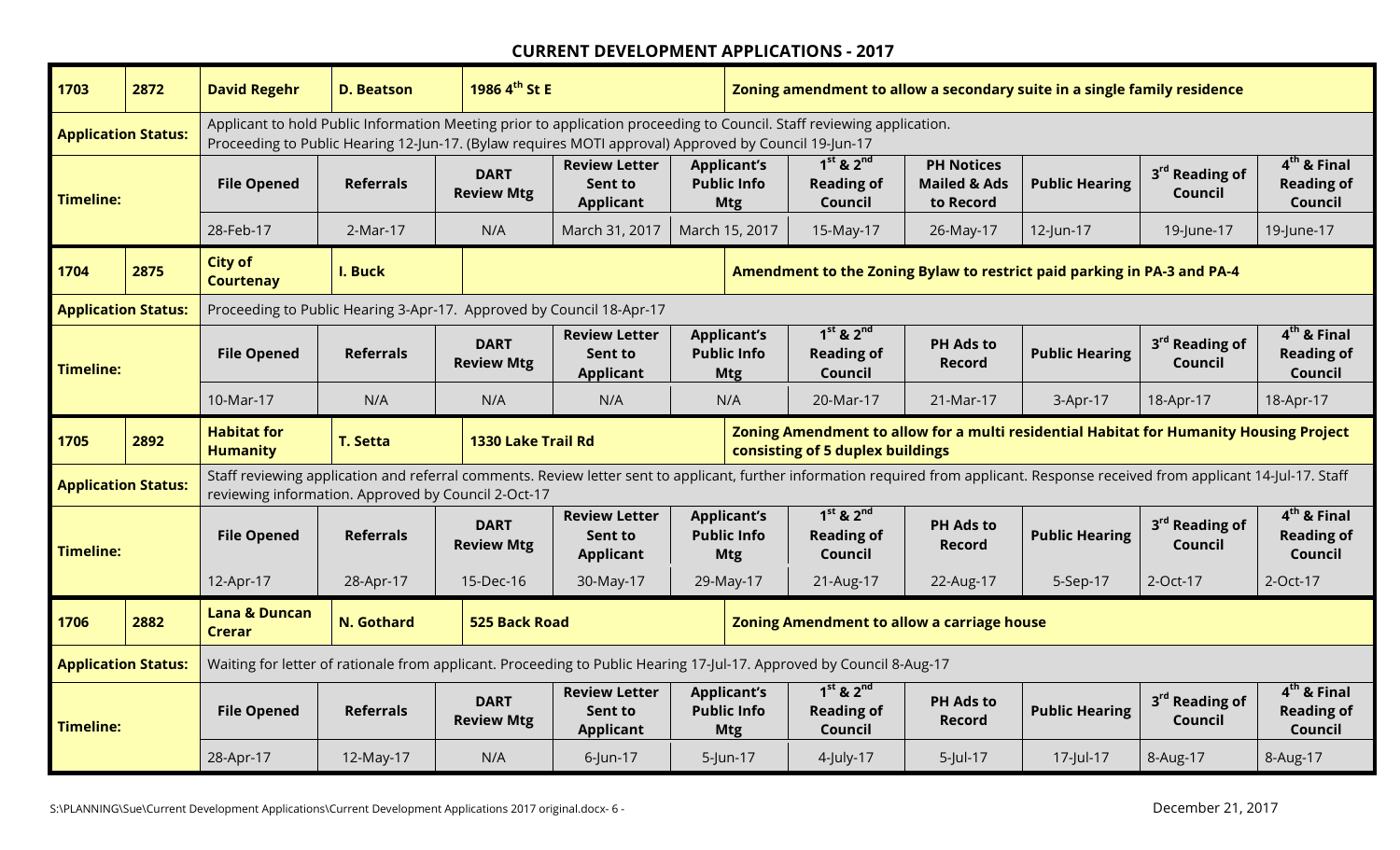# CURRENT DEVELOPMENT APPLICATIONS - 2017

| 1703 | 2872 | David Regehr | D. Beatson | 1986 4th St E | | Zoning amendment to allow a secondary suite in a single family residence | | | | |
|---|---|---|---|---|---|---|---|---|---|---|
| **Application Status:** | | Applicant to hold Public Information Meeting prior to application proceeding to Council. Staff reviewing application. Proceeding to Public Hearing 12-Jun-17. (Bylaw requires MOTI approval) Approved by Council 19-Jun-17 | | | | | | | | |
| **Timeline:** | | **File Opened** | **Referrals** | **DART Review Mtg** | **Review Letter Sent to Applicant** | **Applicant's Public Info Mtg** | **1st & 2nd Reading of Council** | **PH Notices Mailed & Ads to Record** | **Public Hearing** | **3rd Reading of Council** | **4th & Final Reading of Council** |
| | | 28-Feb-17 | 2-Mar-17 | N/A | March 31, 2017 | March 15, 2017 | 15-May-17 | 26-May-17 | 12-Jun-17 | 19-June-17 | 19-June-17 |

| 1704 | 2875 | City of Courtenay | I. Buck | | | Amendment to the Zoning Bylaw to restrict paid parking in PA-3 and PA-4 | | | | |
|---|---|---|---|---|---|---|---|---|---|---|
| **Application Status:** | | Proceeding to Public Hearing 3-Apr-17. Approved by Council 18-Apr-17 | | | | | | | | |
| **Timeline:** | | **File Opened** | **Referrals** | **DART Review Mtg** | **Review Letter Sent to Applicant** | **Applicant's Public Info Mtg** | **1st & 2nd Reading of Council** | **PH Ads to Record** | **Public Hearing** | **3rd Reading of Council** | **4th & Final Reading of Council** |
| | | 10-Mar-17 | N/A | N/A | N/A | N/A | 20-Mar-17 | 21-Mar-17 | 3-Apr-17 | 18-Apr-17 | 18-Apr-17 |

| 1705 | 2892 | Habitat for Humanity | T. Setta | 1330 Lake Trail Rd | | Zoning Amendment to allow for a multi residential Habitat for Humanity Housing Project consisting of 5 duplex buildings | | | | |
|---|---|---|---|---|---|---|---|---|---|---|
| **Application Status:** | | Staff reviewing application and referral comments. Review letter sent to applicant, further information required from applicant. Response received from applicant 14-Jul-17. Staff reviewing information. Approved by Council 2-Oct-17 | | | | | | | | |
| **Timeline:** | | **File Opened** | **Referrals** | **DART Review Mtg** | **Review Letter Sent to Applicant** | **Applicant's Public Info Mtg** | **1st & 2nd Reading of Council** | **PH Ads to Record** | **Public Hearing** | **3rd Reading of Council** | **4th & Final Reading of Council** |
| | | 12-Apr-17 | 28-Apr-17 | 15-Dec-16 | 30-May-17 | 29-May-17 | 21-Aug-17 | 22-Aug-17 | 5-Sep-17 | 2-Oct-17 | 2-Oct-17 |

| 1706 | 2882 | Lana & Duncan Crerar | N. Gothard | 525 Back Road | | Zoning Amendment to allow a carriage house | | | | |
|---|---|---|---|---|---|---|---|---|---|---|
| **Application Status:** | | Waiting for letter of rationale from applicant. Proceeding to Public Hearing 17-Jul-17. Approved by Council 8-Aug-17 | | | | | | | | |
| **Timeline:** | | **File Opened** | **Referrals** | **DART Review Mtg** | **Review Letter Sent to Applicant** | **Applicant's Public Info Mtg** | **1st & 2nd Reading of Council** | **PH Ads to Record** | **Public Hearing** | **3rd Reading of Council** | **4th & Final Reading of Council** |
| | | 28-Apr-17 | 12-May-17 | N/A | 6-Jun-17 | 5-Jun-17 | 4-July-17 | 5-Jul-17 | 17-Jul-17 | 8-Aug-17 | 8-Aug-17 |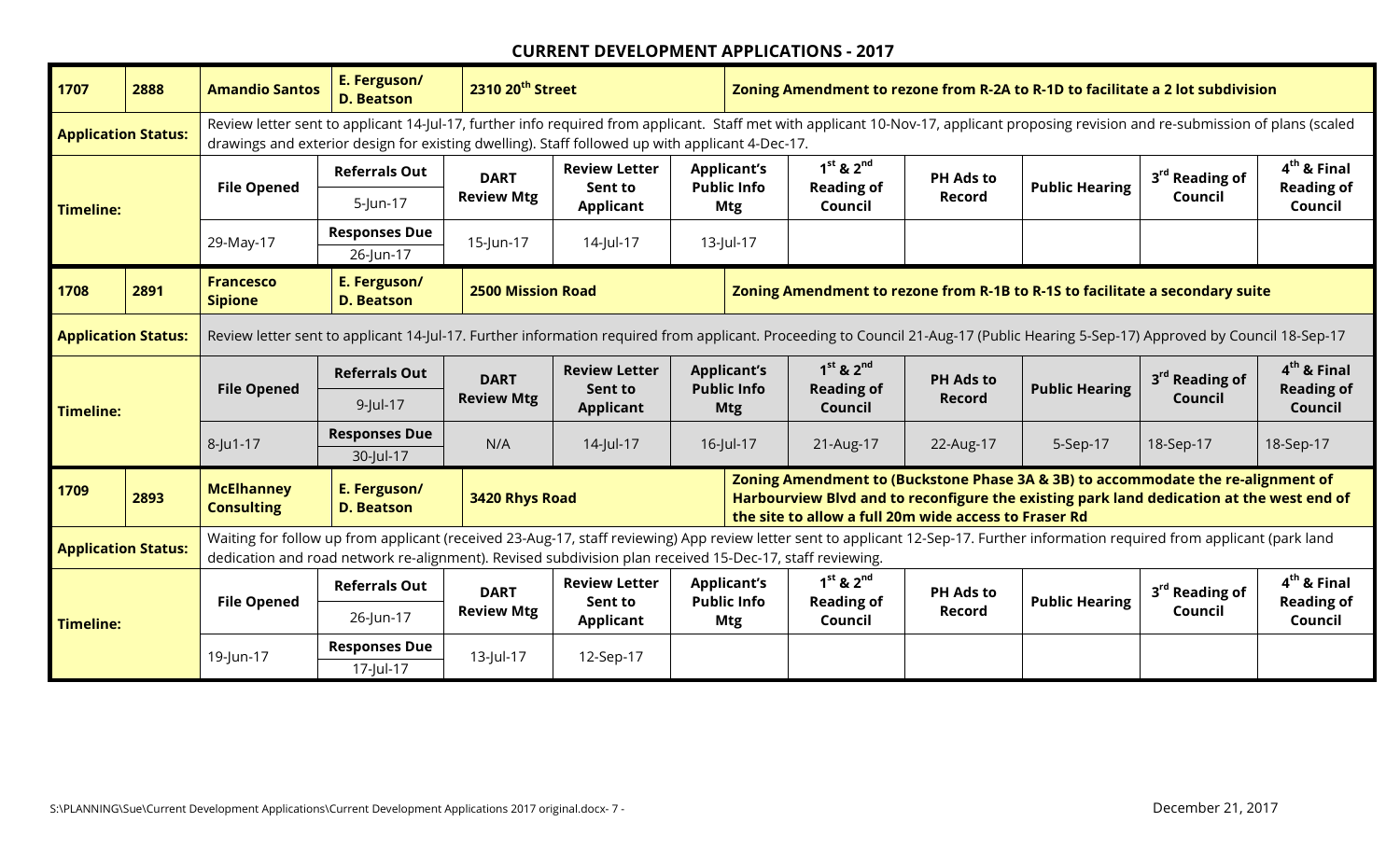# CURRENT DEVELOPMENT APPLICATIONS - 2017

| 1707 | 2888 | Amandio Santos | E. Ferguson/ D. Beatson | 2310 20th Street | | | Zoning Amendment to rezone from R-2A to R-1D to facilitate a 2 lot subdivision | | | | |
|---|---|---|---|---|---|---|---|---|---|---|---|
| **Application Status:** | | Review letter sent to applicant 14-Jul-17, further info required from applicant. Staff met with applicant 10-Nov-17, applicant proposing revision and re-submission of plans (scaled drawings and exterior design for existing dwelling). Staff followed up with applicant 4-Dec-17. | | | | | | | | | |
| **Timeline:** | | **File Opened** | **Referrals Out** 5-Jun-17 | **DART Review Mtg** | **Review Letter Sent to Applicant** | **Applicant's Public Info Mtg** | **1st & 2nd Reading of Council** | **PH Ads to Record** | **Public Hearing** | **3rd Reading of Council** | **4th & Final Reading of Council** |
| | | 29-May-17 | **Responses Due** 26-Jun-17 | 15-Jun-17 | 14-Jul-17 | 13-Jul-17 | | | | | |

| 1708 | 2891 | Francesco Sipione | E. Ferguson/ D. Beatson | 2500 Mission Road | | | Zoning Amendment to rezone from R-1B to R-1S to facilitate a secondary suite | | | | |
|---|---|---|---|---|---|---|---|---|---|---|---|
| **Application Status:** | | Review letter sent to applicant 14-Jul-17. Further information required from applicant. Proceeding to Council 21-Aug-17 (Public Hearing 5-Sep-17) Approved by Council 18-Sep-17 | | | | | | | | | |
| **Timeline:** | | **File Opened** | **Referrals Out** 9-Jul-17 | **DART Review Mtg** | **Review Letter Sent to Applicant** | **Applicant's Public Info Mtg** | **1st & 2nd Reading of Council** | **PH Ads to Record** | **Public Hearing** | **3rd Reading of Council** | **4th & Final Reading of Council** |
| | | 8-Ju1-17 | **Responses Due** 30-Jul-17 | N/A | 14-Jul-17 | 16-Jul-17 | 21-Aug-17 | 22-Aug-17 | 5-Sep-17 | 18-Sep-17 | 18-Sep-17 |

| 1709 | 2893 | McElhanney Consulting | E. Ferguson/ D. Beatson | 3420 Rhys Road | | | Zoning Amendment to (Buckstone Phase 3A & 3B) to accommodate the re-alignment of Harbourview Blvd and to reconfigure the existing park land dedication at the west end of the site to allow a full 20m wide access to Fraser Rd | | | | |
|---|---|---|---|---|---|---|---|---|---|---|---|
| **Application Status:** | | Waiting for follow up from applicant (received 23-Aug-17, staff reviewing) App review letter sent to applicant 12-Sep-17. Further information required from applicant (park land dedication and road network re-alignment). Revised subdivision plan received 15-Dec-17, staff reviewing. | | | | | | | | | |
| **Timeline:** | | **File Opened** | **Referrals Out** 26-Jun-17 | **DART Review Mtg** | **Review Letter Sent to Applicant** | **Applicant's Public Info Mtg** | **1st & 2nd Reading of Council** | **PH Ads to Record** | **Public Hearing** | **3rd Reading of Council** | **4th & Final Reading of Council** |
| | | 19-Jun-17 | **Responses Due** 17-Jul-17 | 13-Jul-17 | 12-Sep-17 | | | | | | |

S:\PLANNING\Sue\Current Development Applications\Current Development Applications 2017 original.docx- 7 -

December 21, 2017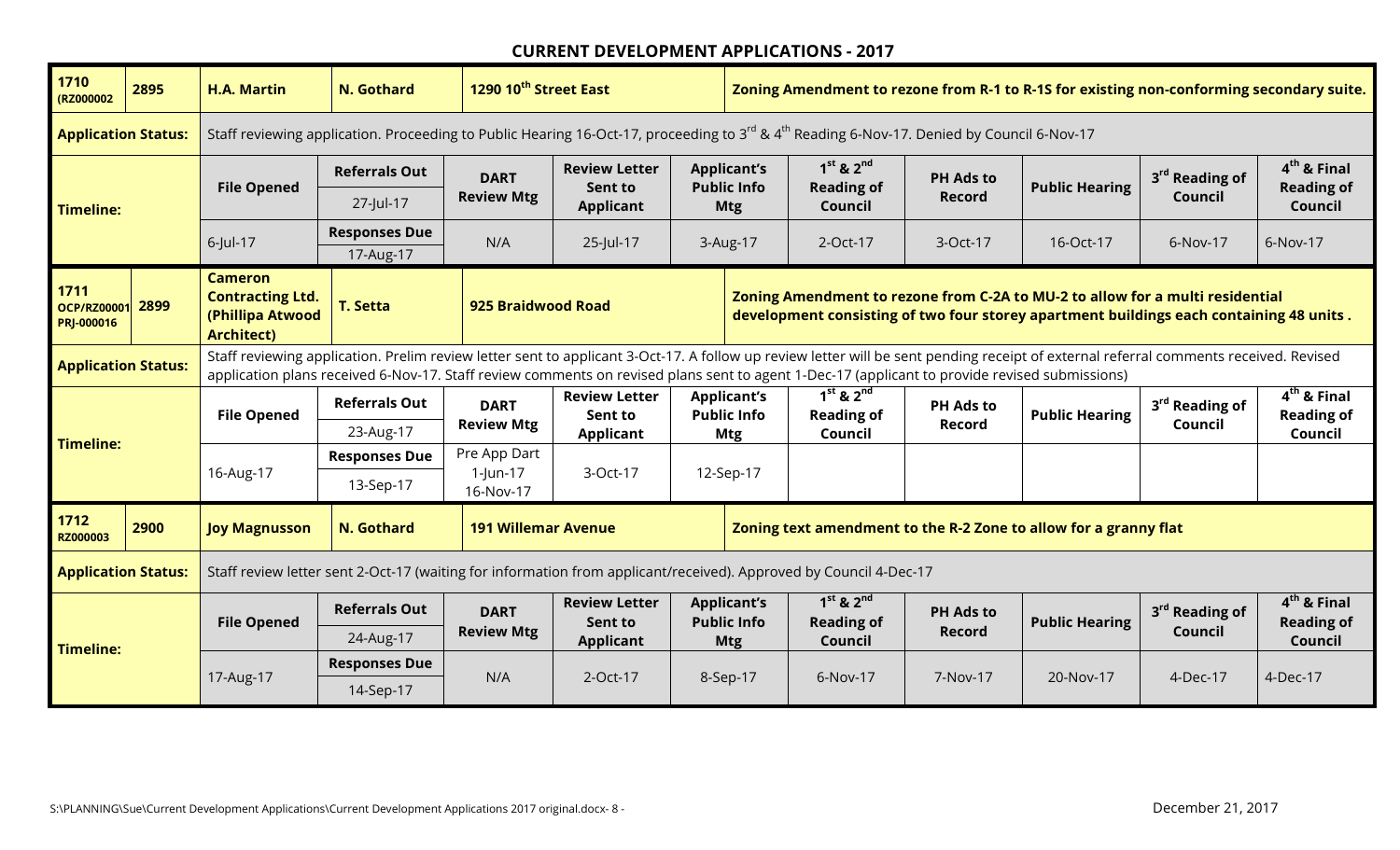# CURRENT DEVELOPMENT APPLICATIONS - 2017

| **1710 (RZ000002** | **2895** | **H.A. Martin** | **N. Gothard** | **1290 10th Street East** | | **Zoning Amendment to rezone from R-1 to R-1S for existing non-conforming secondary suite.** | | | | |
|---|---|---|---|---|---|---|---|---|---|---|
| **Application Status:** | | Staff reviewing application. Proceeding to Public Hearing 16-Oct-17, proceeding to 3rd & 4th Reading 6-Nov-17. Denied by Council 6-Nov-17 | | | | | | | | |
| **Timeline:** | | **File Opened** | **Referrals Out** 27-Jul-17 | **DART Review Mtg** | **Review Letter Sent to Applicant** | **Applicant's Public Info Mtg** | **1st & 2nd Reading of Council** | **PH Ads to Record** | **Public Hearing** | **3rd Reading of Council** |
| | | 6-Jul-17 | **Responses Due** 17-Aug-17 | N/A | 25-Jul-17 | 3-Aug-17 | 2-Oct-17 | 3-Oct-17 | 16-Oct-17 | 6-Nov-17 |

*(4th & Final Reading of Council: 6-Nov-17)*

| **1711 OCP/RZ00001 PRJ-000016** | **2899** | **Cameron Contracting Ltd. (Phillipa Atwood Architect)** | **T. Setta** | **925 Braidwood Road** | | **Zoning Amendment to rezone from C-2A to MU-2 to allow for a multi residential development consisting of two four storey apartment buildings each containing 48 units .** | | | | |
|---|---|---|---|---|---|---|---|---|---|---|
| **Application Status:** | | Staff reviewing application. Prelim review letter sent to applicant 3-Oct-17. A follow up review letter will be sent pending receipt of external referral comments received. Revised application plans received 6-Nov-17. Staff review comments on revised plans sent to agent 1-Dec-17 (applicant to provide revised submissions) | | | | | | | | |
| **Timeline:** | | **File Opened** | **Referrals Out** 23-Aug-17 | **DART Review Mtg** | **Review Letter Sent to Applicant** | **Applicant's Public Info Mtg** | **1st & 2nd Reading of Council** | **PH Ads to Record** | **Public Hearing** | **3rd Reading of Council** |
| | | 16-Aug-17 | **Responses Due** 13-Sep-17 | Pre App Dart 1-Jun-17 16-Nov-17 | 3-Oct-17 | 12-Sep-17 | | | | |

*(4th & Final Reading of Council: —)*

| **1712 RZ000003** | **2900** | **Joy Magnusson** | **N. Gothard** | **191 Willemar Avenue** | | **Zoning text amendment to the R-2 Zone to allow for a granny flat** | | | | |
|---|---|---|---|---|---|---|---|---|---|---|
| **Application Status:** | | Staff review letter sent 2-Oct-17 (waiting for information from applicant/received). Approved by Council 4-Dec-17 | | | | | | | | |
| **Timeline:** | | **File Opened** | **Referrals Out** 24-Aug-17 | **DART Review Mtg** | **Review Letter Sent to Applicant** | **Applicant's Public Info Mtg** | **1st & 2nd Reading of Council** | **PH Ads to Record** | **Public Hearing** | **3rd Reading of Council** |
| | | 17-Aug-17 | **Responses Due** 14-Sep-17 | N/A | 2-Oct-17 | 8-Sep-17 | 6-Nov-17 | 7-Nov-17 | 20-Nov-17 | 4-Dec-17 |

*(4th & Final Reading of Council: 4-Dec-17)*

S:\PLANNING\Sue\Current Development Applications\Current Development Applications 2017 original.docx

December 21, 2017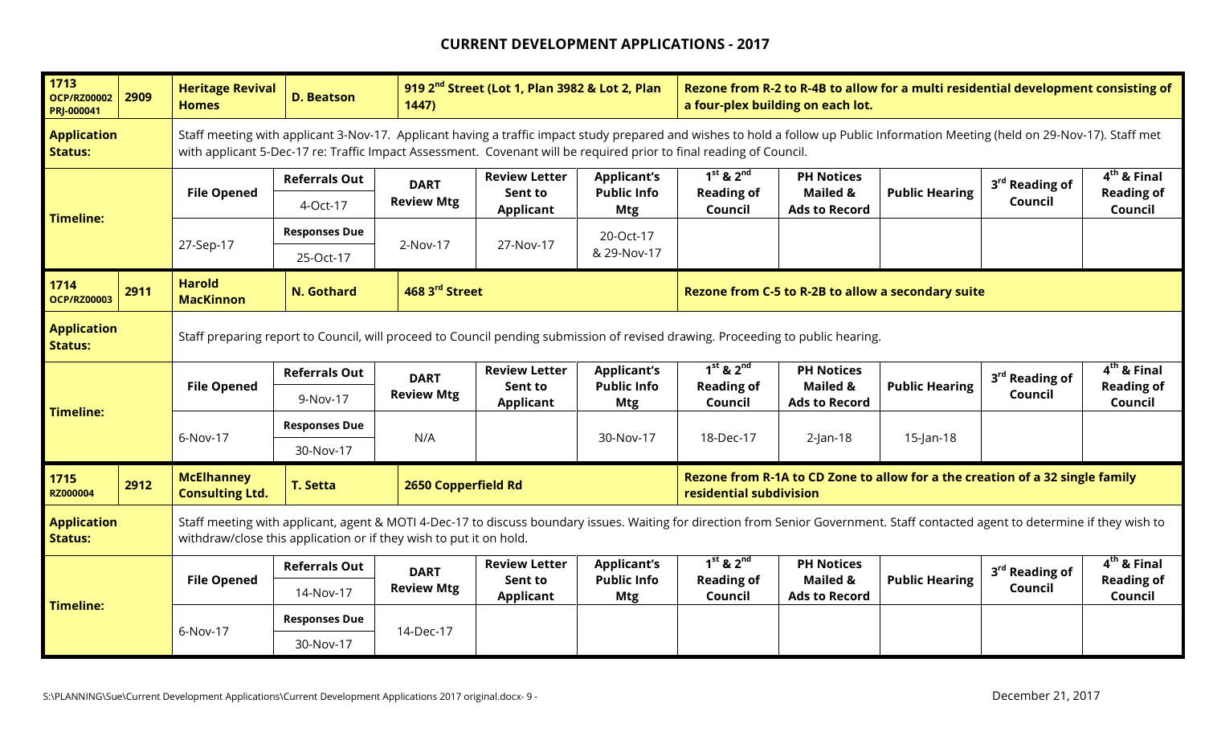# CURRENT DEVELOPMENT APPLICATIONS - 2017

| 1713 OCP/RZ00002 PRJ-000041 | 2909 | Heritage Revival Homes | D. Beatson | 919 2nd Street (Lot 1, Plan 3982 & Lot 2, Plan 1447) | | Rezone from R-2 to R-4B to allow for a multi residential development consisting of a four-plex building on each lot. | | | | |
|---|---|---|---|---|---|---|---|---|---|---|
| **Application Status:** | | Staff meeting with applicant 3-Nov-17. Applicant having a traffic impact study prepared and wishes to hold a follow up Public Information Meeting (held on 29-Nov-17). Staff met with applicant 5-Dec-17 re: Traffic Impact Assessment. Covenant will be required prior to final reading of Council. | | | | | | | | |
| **Timeline:** | | **File Opened** | **Referrals Out** | **DART Review Mtg** | **Review Letter Sent to Applicant** | **Applicant's Public Info Mtg** | **1st & 2nd Reading of Council** | **PH Notices Mailed & Ads to Record** | **Public Hearing** | **3rd Reading of Council** | **4th & Final Reading of Council** |
| | | | 4-Oct-17 | | | | | | | | |
| | | | **Responses Due** | | | | | | | | |
| | | 27-Sep-17 | 25-Oct-17 | 2-Nov-17 | 27-Nov-17 | 20-Oct-17 & 29-Nov-17 | | | | | |

| 1714 OCP/RZ00003 | 2911 | Harold MacKinnon | N. Gothard | 468 3rd Street | | Rezone from C-5 to R-2B to allow a secondary suite | | | | |
|---|---|---|---|---|---|---|---|---|---|---|
| **Application Status:** | | Staff preparing report to Council, will proceed to Council pending submission of revised drawing. Proceeding to public hearing. | | | | | | | | |
| **Timeline:** | | **File Opened** | **Referrals Out** | **DART Review Mtg** | **Review Letter Sent to Applicant** | **Applicant's Public Info Mtg** | **1st & 2nd Reading of Council** | **PH Notices Mailed & Ads to Record** | **Public Hearing** | **3rd Reading of Council** | **4th & Final Reading of Council** |
| | | | 9-Nov-17 | | | | | | | | |
| | | | **Responses Due** | | | | | | | | |
| | | 6-Nov-17 | 30-Nov-17 | N/A | | 30-Nov-17 | 18-Dec-17 | 2-Jan-18 | 15-Jan-18 | | |

| 1715 RZ000004 | 2912 | McElhanney Consulting Ltd. | T. Setta | 2650 Copperfield Rd | | Rezone from R-1A to CD Zone to allow for a the creation of a 32 single family residential subdivision | | | | |
|---|---|---|---|---|---|---|---|---|---|---|
| **Application Status:** | | Staff meeting with applicant, agent & MOTI 4-Dec-17 to discuss boundary issues. Waiting for direction from Senior Government. Staff contacted agent to determine if they wish to withdraw/close this application or if they wish to put it on hold. | | | | | | | | |
| **Timeline:** | | **File Opened** | **Referrals Out** | **DART Review Mtg** | **Review Letter Sent to Applicant** | **Applicant's Public Info Mtg** | **1st & 2nd Reading of Council** | **PH Notices Mailed & Ads to Record** | **Public Hearing** | **3rd Reading of Council** | **4th & Final Reading of Council** |
| | | | 14-Nov-17 | | | | | | | | |
| | | | **Responses Due** | | | | | | | | |
| | | 6-Nov-17 | 30-Nov-17 | 14-Dec-17 | | | | | | | |

S:\PLANNING\Sue\Current Development Applications\Current Development Applications 2017 original.docx

December 21, 2017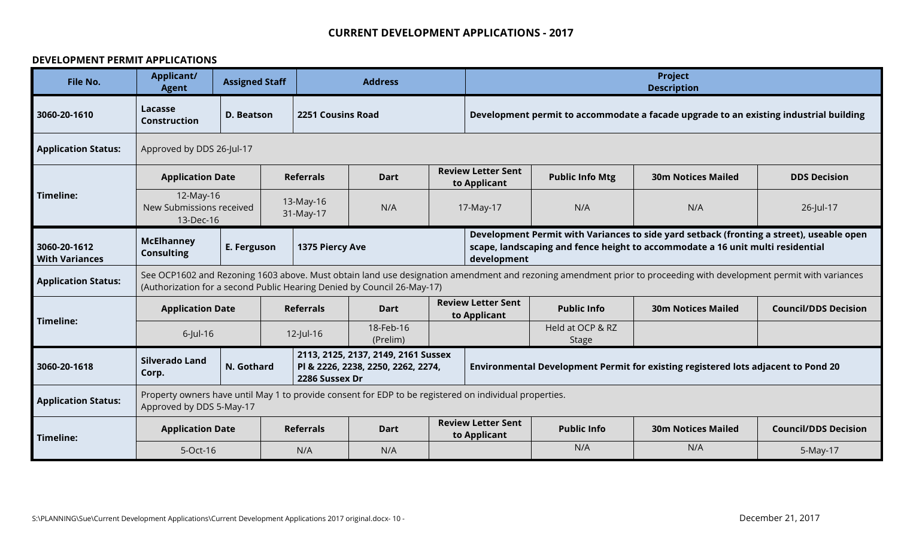## CURRENT DEVELOPMENT APPLICATIONS - 2017

### DEVELOPMENT PERMIT APPLICATIONS

| File No. | Applicant/ Agent | Assigned Staff | Address | | Project Description | | | |
|---|---|---|---|---|---|---|---|---|
| **3060-20-1610** | **Lacasse Construction** | **D. Beatson** | **2251 Cousins Road** | | **Development permit to accommodate a facade upgrade to an existing industrial building** | | | |
| **Application Status:** | Approved by DDS 26-Jul-17 | | | | | | | |
| **Timeline:** | **Application Date** | | **Referrals** | **Dart** | **Review Letter Sent to Applicant** | **Public Info Mtg** | **30m Notices Mailed** | **DDS Decision** |
| | 12-May-16 New Submissions received 13-Dec-16 | | 13-May-16 31-May-17 | N/A | 17-May-17 | N/A | N/A | 26-Jul-17 |
| **3060-20-1612 With Variances** | **McElhanney Consulting** | **E. Ferguson** | **1375 Piercy Ave** | | **Development Permit with Variances to side yard setback (fronting a street), useable open scape, landscaping and fence height to accommodate a 16 unit multi residential development** | | | |
| **Application Status:** | See OCP1602 and Rezoning 1603 above. Must obtain land use designation amendment and rezoning amendment prior to proceeding with development permit with variances (Authorization for a second Public Hearing Denied by Council 26-May-17) | | | | | | | |
| **Timeline:** | **Application Date** | | **Referrals** | **Dart** | **Review Letter Sent to Applicant** | **Public Info** | **30m Notices Mailed** | **Council/DDS Decision** |
| | 6-Jul-16 | | 12-Jul-16 | 18-Feb-16 (Prelim) | | Held at OCP & RZ Stage | | |
| **3060-20-1618** | **Silverado Land Corp.** | **N. Gothard** | **2113, 2125, 2137, 2149, 2161 Sussex Pl & 2226, 2238, 2250, 2262, 2274, 2286 Sussex Dr** | | **Environmental Development Permit for existing registered lots adjacent to Pond 20** | | | |
| **Application Status:** | Property owners have until May 1 to provide consent for EDP to be registered on individual properties. Approved by DDS 5-May-17 | | | | | | | |
| **Timeline:** | **Application Date** | | **Referrals** | **Dart** | **Review Letter Sent to Applicant** | **Public Info** | **30m Notices Mailed** | **Council/DDS Decision** |
| | 5-Oct-16 | | N/A | N/A | | N/A | N/A | 5-May-17 |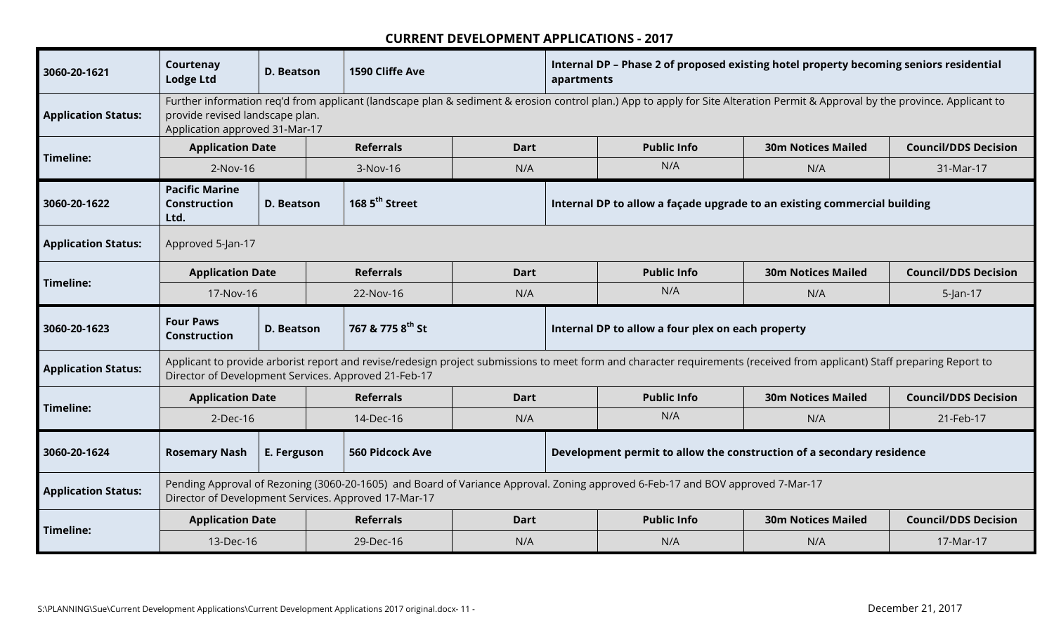## CURRENT DEVELOPMENT APPLICATIONS - 2017

| **3060-20-1621** | **Courtenay Lodge Ltd** | **D. Beatson** | **1590 Cliffe Ave** | **Internal DP – Phase 2 of proposed existing hotel property becoming seniors residential apartments** | | |
|---|---|---|---|---|---|---|
| **Application Status:** | Further information req'd from applicant (landscape plan & sediment & erosion control plan.) App to apply for Site Alteration Permit & Approval by the province. Applicant to provide revised landscape plan. Application approved 31-Mar-17 | | | | | |
| **Timeline:** | **Application Date** | **Referrals** | **Dart** | **Public Info** | **30m Notices Mailed** | **Council/DDS Decision** |
| | 2-Nov-16 | 3-Nov-16 | N/A | N/A | N/A | 31-Mar-17 |

| **3060-20-1622** | **Pacific Marine Construction Ltd.** | **D. Beatson** | **168 5th Street** | **Internal DP to allow a façade upgrade to an existing commercial building** | | |
|---|---|---|---|---|---|---|
| **Application Status:** | Approved 5-Jan-17 | | | | | |
| **Timeline:** | **Application Date** | **Referrals** | **Dart** | **Public Info** | **30m Notices Mailed** | **Council/DDS Decision** |
| | 17-Nov-16 | 22-Nov-16 | N/A | N/A | N/A | 5-Jan-17 |

| **3060-20-1623** | **Four Paws Construction** | **D. Beatson** | **767 & 775 8th St** | **Internal DP to allow a four plex on each property** | | |
|---|---|---|---|---|---|---|
| **Application Status:** | Applicant to provide arborist report and revise/redesign project submissions to meet form and character requirements (received from applicant) Staff preparing Report to Director of Development Services. Approved 21-Feb-17 | | | | | |
| **Timeline:** | **Application Date** | **Referrals** | **Dart** | **Public Info** | **30m Notices Mailed** | **Council/DDS Decision** |
| | 2-Dec-16 | 14-Dec-16 | N/A | N/A | N/A | 21-Feb-17 |

| **3060-20-1624** | **Rosemary Nash** | **E. Ferguson** | **560 Pidcock Ave** | **Development permit to allow the construction of a secondary residence** | | |
|---|---|---|---|---|---|---|
| **Application Status:** | Pending Approval of Rezoning (3060-20-1605) and Board of Variance Approval. Zoning approved 6-Feb-17 and BOV approved 7-Mar-17 Director of Development Services. Approved 17-Mar-17 | | | | | |
| **Timeline:** | **Application Date** | **Referrals** | **Dart** | **Public Info** | **30m Notices Mailed** | **Council/DDS Decision** |
| | 13-Dec-16 | 29-Dec-16 | N/A | N/A | N/A | 17-Mar-17 |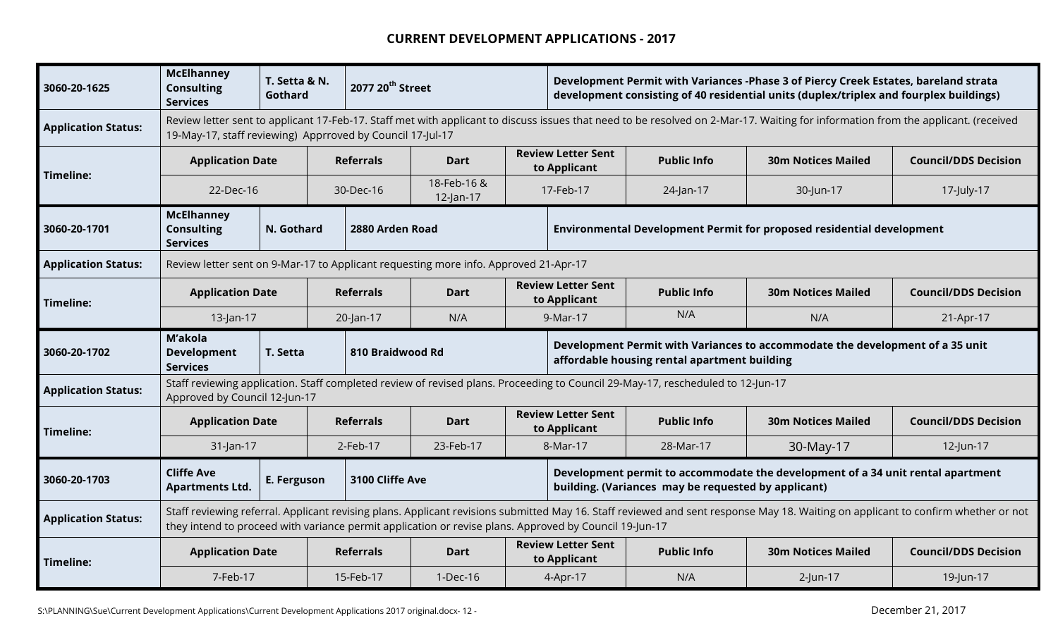# CURRENT DEVELOPMENT APPLICATIONS - 2017

| 3060-20-1625 | McElhanney Consulting Services | T. Setta & N. Gothard | 2077 20th Street | Development Permit with Variances -Phase 3 of Piercy Creek Estates, bareland strata development consisting of 40 residential units (duplex/triplex and fourplex buildings) | | |
|---|---|---|---|---|---|---|
| **Application Status:** | Review letter sent to applicant 17-Feb-17. Staff met with applicant to discuss issues that need to be resolved on 2-Mar-17. Waiting for information from the applicant. (received 19-May-17, staff reviewing) Apprroved by Council 17-Jul-17 | | | | | |
| **Timeline:** | **Application Date** | **Referrals** | **Dart** | **Review Letter Sent to Applicant** | **Public Info** | **30m Notices Mailed** | **Council/DDS Decision** |
| | 22-Dec-16 | 30-Dec-16 | 18-Feb-16 & 12-Jan-17 | 17-Feb-17 | 24-Jan-17 | 30-Jun-17 | 17-July-17 |

| 3060-20-1701 | McElhanney Consulting Services | N. Gothard | 2880 Arden Road | Environmental Development Permit for proposed residential development | | | |
|---|---|---|---|---|---|---|---|
| **Application Status:** | Review letter sent on 9-Mar-17 to Applicant requesting more info. Approved 21-Apr-17 | | | | | | |
| **Timeline:** | **Application Date** | **Referrals** | **Dart** | **Review Letter Sent to Applicant** | **Public Info** | **30m Notices Mailed** | **Council/DDS Decision** |
| | 13-Jan-17 | 20-Jan-17 | N/A | 9-Mar-17 | N/A | N/A | 21-Apr-17 |

| 3060-20-1702 | M'akola Development Services | T. Setta | 810 Braidwood Rd | Development Permit with Variances to accommodate the development of a 35 unit affordable housing rental apartment building | | | |
|---|---|---|---|---|---|---|---|
| **Application Status:** | Staff reviewing application. Staff completed review of revised plans. Proceeding to Council 29-May-17, rescheduled to 12-Jun-17 Approved by Council 12-Jun-17 | | | | | | |
| **Timeline:** | **Application Date** | **Referrals** | **Dart** | **Review Letter Sent to Applicant** | **Public Info** | **30m Notices Mailed** | **Council/DDS Decision** |
| | 31-Jan-17 | 2-Feb-17 | 23-Feb-17 | 8-Mar-17 | 28-Mar-17 | 30-May-17 | 12-Jun-17 |

| 3060-20-1703 | Cliffe Ave Apartments Ltd. | E. Ferguson | 3100 Cliffe Ave | Development permit to accommodate the development of a 34 unit rental apartment building. (Variances may be requested by applicant) | | | |
|---|---|---|---|---|---|---|---|
| **Application Status:** | Staff reviewing referral. Applicant revising plans. Applicant revisions submitted May 16. Staff reviewed and sent response May 18. Waiting on applicant to confirm whether or not they intend to proceed with variance permit application or revise plans. Approved by Council 19-Jun-17 | | | | | | |
| **Timeline:** | **Application Date** | **Referrals** | **Dart** | **Review Letter Sent to Applicant** | **Public Info** | **30m Notices Mailed** | **Council/DDS Decision** |
| | 7-Feb-17 | 15-Feb-17 | 1-Dec-16 | 4-Apr-17 | N/A | 2-Jun-17 | 19-Jun-17 |

S:\PLANNING\Sue\Current Development Applications\Current Development Applications 2017 original.docx December 21, 2017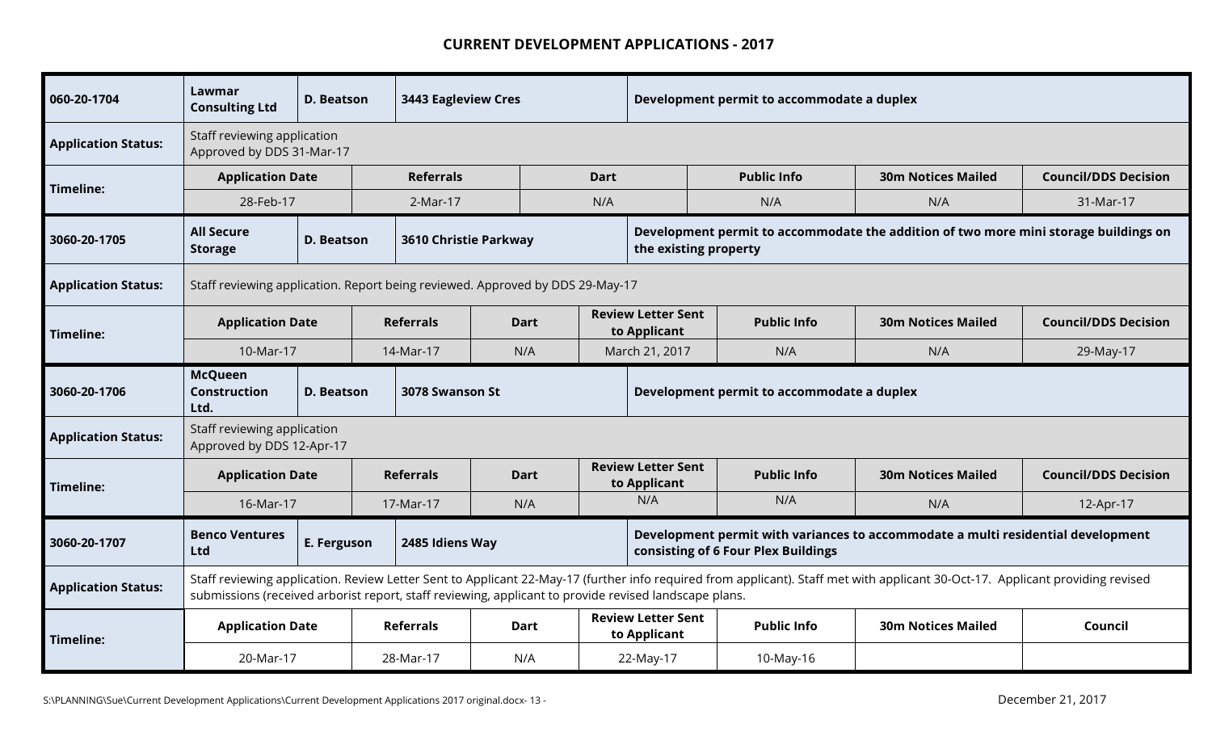## CURRENT DEVELOPMENT APPLICATIONS - 2017

| **060-20-1704** | **Lawmar Consulting Ltd** | **D. Beatson** | **3443 Eagleview Cres** | **Development permit to accommodate a duplex** | | |
|---|---|---|---|---|---|---|
| **Application Status:** | Staff reviewing application<br>Approved by DDS 31-Mar-17 | | | | | |
| **Timeline:** | **Application Date** | **Referrals** | **Dart** | **Public Info** | **30m Notices Mailed** | **Council/DDS Decision** |
| | 28-Feb-17 | 2-Mar-17 | N/A | N/A | N/A | 31-Mar-17 |

| **3060-20-1705** | **All Secure Storage** | **D. Beatson** | **3610 Christie Parkway** | **Development permit to accommodate the addition of two more mini storage buildings on the existing property** | | | |
|---|---|---|---|---|---|---|---|
| **Application Status:** | Staff reviewing application. Report being reviewed. Approved by DDS 29-May-17 | | | | | | |
| **Timeline:** | **Application Date** | **Referrals** | **Dart** | **Review Letter Sent to Applicant** | **Public Info** | **30m Notices Mailed** | **Council/DDS Decision** |
| | 10-Mar-17 | 14-Mar-17 | N/A | March 21, 2017 | N/A | N/A | 29-May-17 |

| **3060-20-1706** | **McQueen Construction Ltd.** | **D. Beatson** | **3078 Swanson St** | **Development permit to accommodate a duplex** | | | |
|---|---|---|---|---|---|---|---|
| **Application Status:** | Staff reviewing application<br>Approved by DDS 12-Apr-17 | | | | | | |
| **Timeline:** | **Application Date** | **Referrals** | **Dart** | **Review Letter Sent to Applicant** | **Public Info** | **30m Notices Mailed** | **Council/DDS Decision** |
| | 16-Mar-17 | 17-Mar-17 | N/A | N/A | N/A | N/A | 12-Apr-17 |

| **3060-20-1707** | **Benco Ventures Ltd** | **E. Ferguson** | **2485 Idiens Way** | **Development permit with variances to accommodate a multi residential development consisting of 6 Four Plex Buildings** | | | |
|---|---|---|---|---|---|---|---|
| **Application Status:** | Staff reviewing application. Review Letter Sent to Applicant 22-May-17 (further info required from applicant). Staff met with applicant 30-Oct-17. Applicant providing revised submissions (received arborist report, staff reviewing, applicant to provide revised landscape plans. | | | | | | |
| **Timeline:** | **Application Date** | **Referrals** | **Dart** | **Review Letter Sent to Applicant** | **Public Info** | **30m Notices Mailed** | **Council** |
| | 20-Mar-17 | 28-Mar-17 | N/A | 22-May-17 | 10-May-16 | | |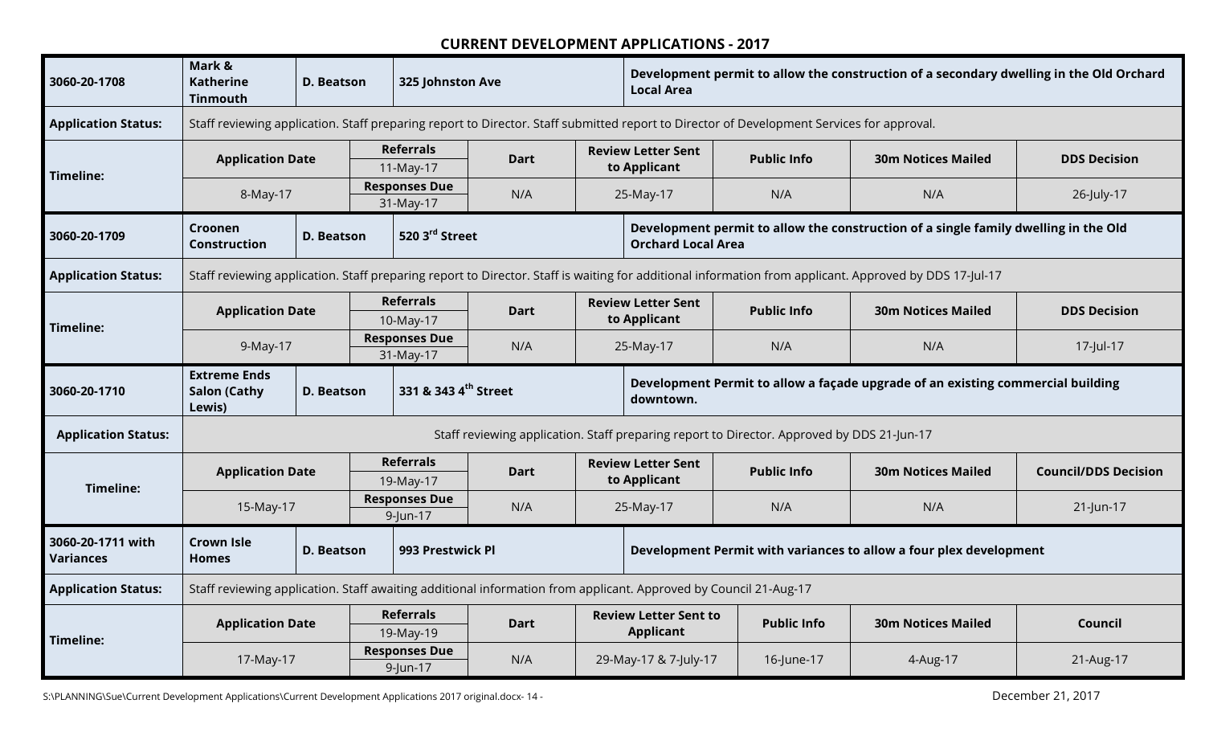# CURRENT DEVELOPMENT APPLICATIONS - 2017

| 3060-20-1708 | Mark & Katherine Tinmouth | D. Beatson | 325 Johnston Ave | Development permit to allow the construction of a secondary dwelling in the Old Orchard Local Area | | | |
|---|---|---|---|---|---|---|---|
| **Application Status:** | Staff reviewing application. Staff preparing report to Director. Staff submitted report to Director of Development Services for approval. | | | | | | |
| **Timeline:** | **Application Date** | **Referrals** 11-May-17 | **Dart** | **Review Letter Sent to Applicant** | **Public Info** | **30m Notices Mailed** | **DDS Decision** |
| | 8-May-17 | **Responses Due** 31-May-17 | N/A | 25-May-17 | N/A | N/A | 26-July-17 |

| 3060-20-1709 | Croonen Construction | D. Beatson | 520 3rd Street | Development permit to allow the construction of a single family dwelling in the Old Orchard Local Area | | | |
|---|---|---|---|---|---|---|---|
| **Application Status:** | Staff reviewing application. Staff preparing report to Director. Staff is waiting for additional information from applicant. Approved by DDS 17-Jul-17 | | | | | | |
| **Timeline:** | **Application Date** | **Referrals** 10-May-17 | **Dart** | **Review Letter Sent to Applicant** | **Public Info** | **30m Notices Mailed** | **DDS Decision** |
| | 9-May-17 | **Responses Due** 31-May-17 | N/A | 25-May-17 | N/A | N/A | 17-Jul-17 |

| 3060-20-1710 | Extreme Ends Salon (Cathy Lewis) | D. Beatson | 331 & 343 4th Street | Development Permit to allow a façade upgrade of an existing commercial building downtown. | | | |
|---|---|---|---|---|---|---|---|
| **Application Status:** | Staff reviewing application. Staff preparing report to Director. Approved by DDS 21-Jun-17 | | | | | | |
| **Timeline:** | **Application Date** | **Referrals** 19-May-17 | **Dart** | **Review Letter Sent to Applicant** | **Public Info** | **30m Notices Mailed** | **Council/DDS Decision** |
| | 15-May-17 | **Responses Due** 9-Jun-17 | N/A | 25-May-17 | N/A | N/A | 21-Jun-17 |

| 3060-20-1711 with Variances | Crown Isle Homes | D. Beatson | 993 Prestwick Pl | Development Permit with variances to allow a four plex development | | | |
|---|---|---|---|---|---|---|---|
| **Application Status:** | Staff reviewing application. Staff awaiting additional information from applicant. Approved by Council 21-Aug-17 | | | | | | |
| **Timeline:** | **Application Date** | **Referrals** 19-May-19 | **Dart** | **Review Letter Sent to Applicant** | **Public Info** | **30m Notices Mailed** | **Council** |
| | 17-May-17 | **Responses Due** 9-Jun-17 | N/A | 29-May-17 & 7-July-17 | 16-June-17 | 4-Aug-17 | 21-Aug-17 |

S:\PLANNING\Sue\Current Development Applications\Current Development Applications 2017 original.docx

December 21, 2017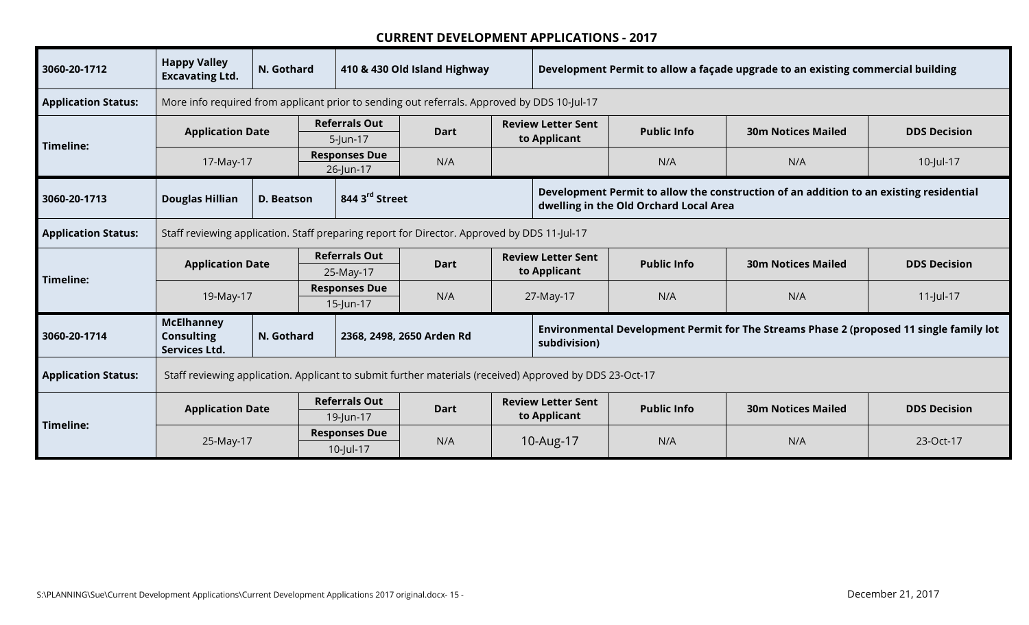## CURRENT DEVELOPMENT APPLICATIONS - 2017

| **3060-20-1712** | **Happy Valley Excavating Ltd.** | **N. Gothard** | **410 & 430 Old Island Highway** | | **Development Permit to allow a façade upgrade to an existing commercial building** | | |
|---|---|---|---|---|---|---|---|
| **Application Status:** | More info required from applicant prior to sending out referrals. Approved by DDS 10-Jul-17 | | | | | | |
| **Timeline:** | **Application Date** | **Referrals Out** 5-Jun-17 | **Dart** | **Review Letter Sent to Applicant** | **Public Info** | **30m Notices Mailed** | **DDS Decision** |
| | 17-May-17 | **Responses Due** 26-Jun-17 | N/A | | N/A | N/A | 10-Jul-17 |

| **3060-20-1713** | **Douglas Hillian** | **D. Beatson** | **844 3rd Street** | | **Development Permit to allow the construction of an addition to an existing residential dwelling in the Old Orchard Local Area** | | |
|---|---|---|---|---|---|---|---|
| **Application Status:** | Staff reviewing application. Staff preparing report for Director. Approved by DDS 11-Jul-17 | | | | | | |
| **Timeline:** | **Application Date** | **Referrals Out** 25-May-17 | **Dart** | **Review Letter Sent to Applicant** | **Public Info** | **30m Notices Mailed** | **DDS Decision** |
| | 19-May-17 | **Responses Due** 15-Jun-17 | N/A | 27-May-17 | N/A | N/A | 11-Jul-17 |

| **3060-20-1714** | **McElhanney Consulting Services Ltd.** | **N. Gothard** | **2368, 2498, 2650 Arden Rd** | | **Environmental Development Permit for The Streams Phase 2 (proposed 11 single family lot subdivision)** | | |
|---|---|---|---|---|---|---|---|
| **Application Status:** | Staff reviewing application. Applicant to submit further materials (received) Approved by DDS 23-Oct-17 | | | | | | |
| **Timeline:** | **Application Date** | **Referrals Out** 19-Jun-17 | **Dart** | **Review Letter Sent to Applicant** | **Public Info** | **30m Notices Mailed** | **DDS Decision** |
| | 25-May-17 | **Responses Due** 10-Jul-17 | N/A | 10-Aug-17 | N/A | N/A | 23-Oct-17 |

S:\PLANNING\Sue\Current Development Applications\Current Development Applications 2017 original.docx

December 21, 2017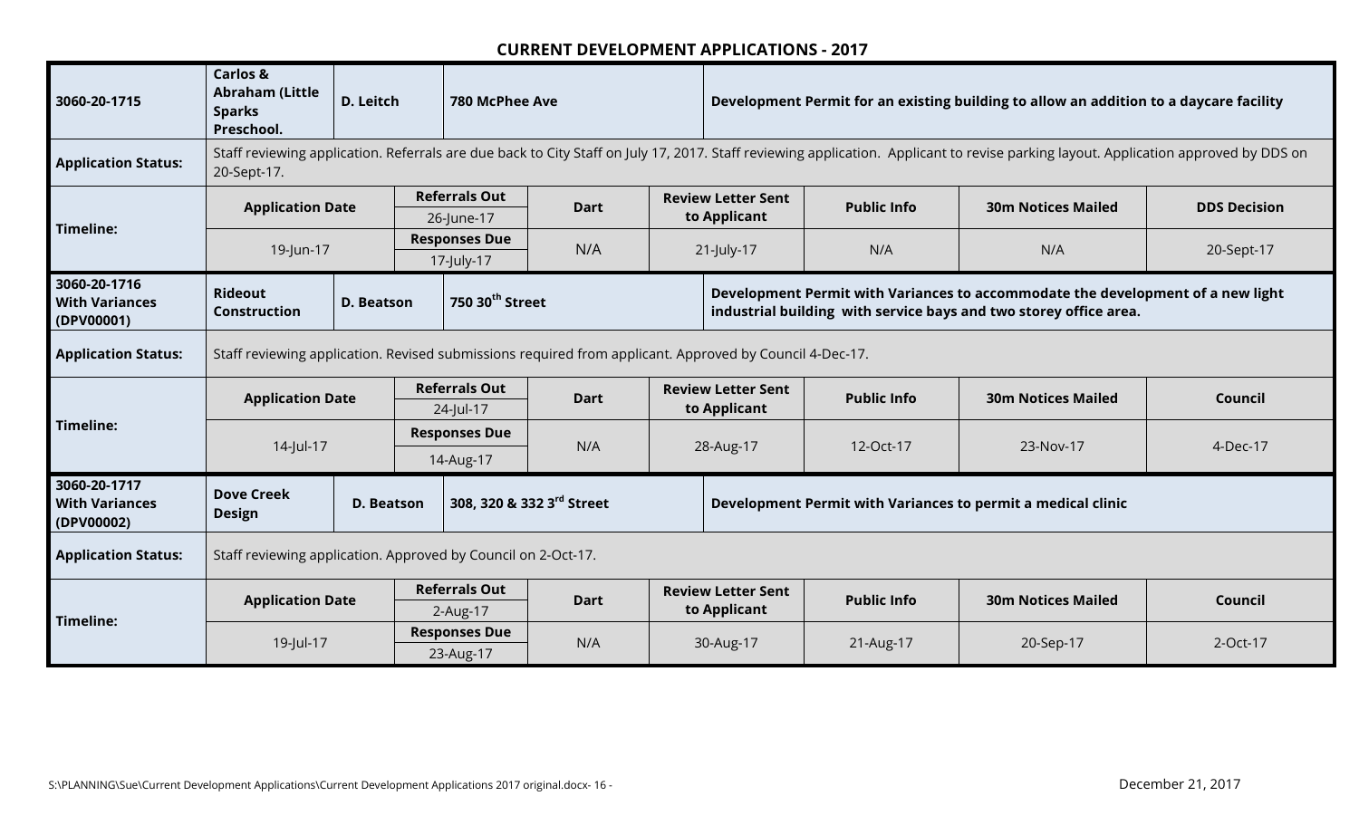# CURRENT DEVELOPMENT APPLICATIONS - 2017

| | | | | | | | | |
|---|---|---|---|---|---|---|---|---|
| **3060-20-1715** | **Carlos & Abraham (Little Sparks Preschool.** | **D. Leitch** | **780 McPhee Ave** | | **Development Permit for an existing building to allow an addition to a daycare facility** | | | |
| **Application Status:** | Staff reviewing application. Referrals are due back to City Staff on July 17, 2017. Staff reviewing application. Applicant to revise parking layout. Application approved by DDS on 20-Sept-17. | | | | | | | |
| **Timeline:** | **Application Date** | | **Referrals Out** 26-June-17 | **Dart** | **Review Letter Sent to Applicant** | **Public Info** | **30m Notices Mailed** | **DDS Decision** |
| | 19-Jun-17 | | **Responses Due** 17-July-17 | N/A | 21-July-17 | N/A | N/A | 20-Sept-17 |
| **3060-20-1716 With Variances (DPV00001)** | **Rideout Construction** | **D. Beatson** | **750 30th Street** | | **Development Permit with Variances to accommodate the development of a new light industrial building with service bays and two storey office area.** | | | |
| **Application Status:** | Staff reviewing application. Revised submissions required from applicant. Approved by Council 4-Dec-17. | | | | | | | |
| **Timeline:** | **Application Date** | | **Referrals Out** 24-Jul-17 | **Dart** | **Review Letter Sent to Applicant** | **Public Info** | **30m Notices Mailed** | **Council** |
| | 14-Jul-17 | | **Responses Due** 14-Aug-17 | N/A | 28-Aug-17 | 12-Oct-17 | 23-Nov-17 | 4-Dec-17 |
| **3060-20-1717 With Variances (DPV00002)** | **Dove Creek Design** | **D. Beatson** | **308, 320 & 332 3rd Street** | | **Development Permit with Variances to permit a medical clinic** | | | |
| **Application Status:** | Staff reviewing application. Approved by Council on 2-Oct-17. | | | | | | | |
| **Timeline:** | **Application Date** | | **Referrals Out** 2-Aug-17 | **Dart** | **Review Letter Sent to Applicant** | **Public Info** | **30m Notices Mailed** | **Council** |
| | 19-Jul-17 | | **Responses Due** 23-Aug-17 | N/A | 30-Aug-17 | 21-Aug-17 | 20-Sep-17 | 2-Oct-17 |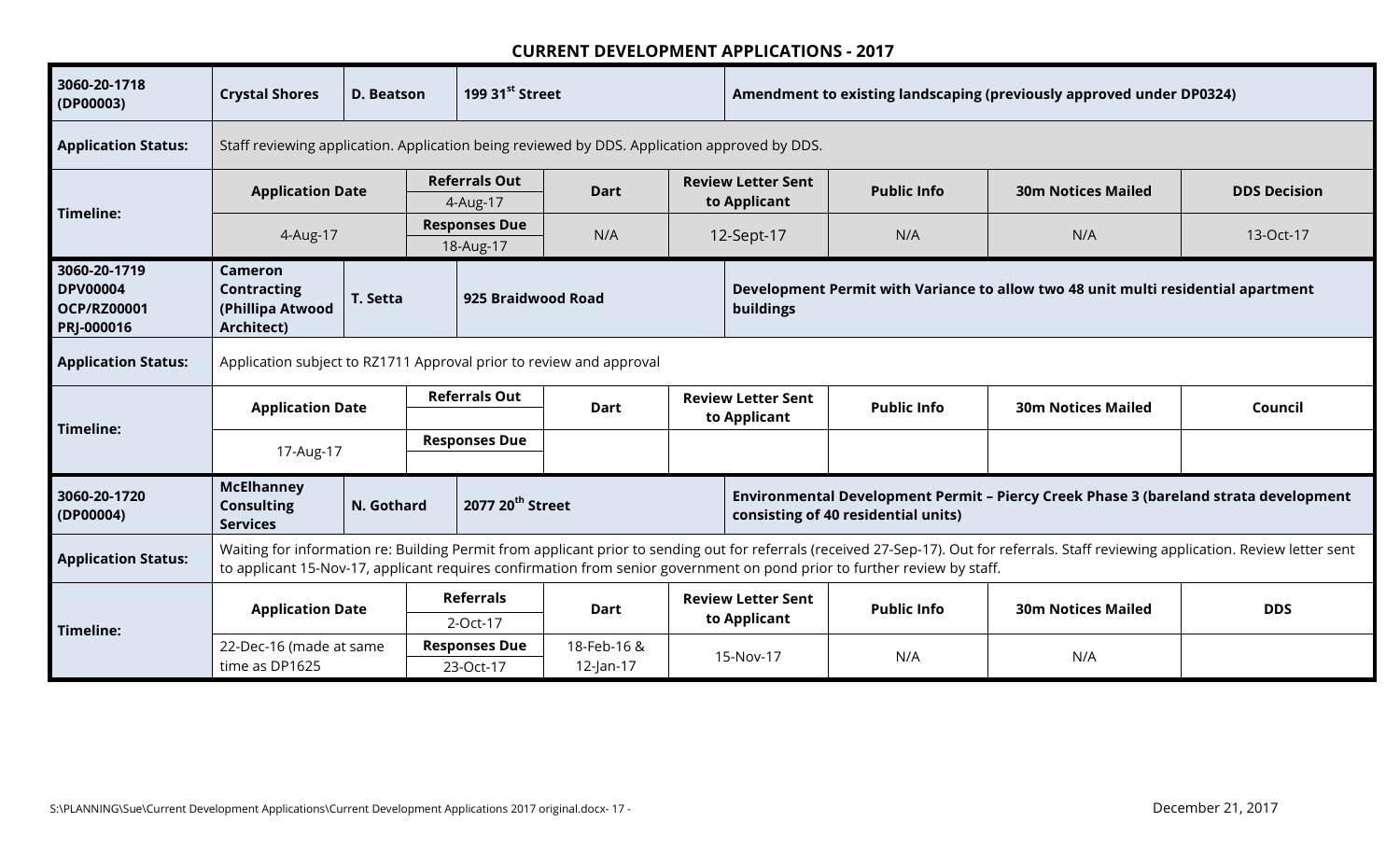## CURRENT DEVELOPMENT APPLICATIONS - 2017

| | | | | | | | | |
|---|---|---|---|---|---|---|---|---|
| **3060-20-1718 (DP00003)** | **Crystal Shores** | **D. Beatson** | **199 31st Street** | | **Amendment to existing landscaping (previously approved under DP0324)** | | | |
| **Application Status:** | Staff reviewing application. Application being reviewed by DDS. Application approved by DDS. | | | | | | | |
| **Timeline:** | **Application Date** | | **Referrals Out** 4-Aug-17 | **Dart** | **Review Letter Sent to Applicant** | **Public Info** | **30m Notices Mailed** | **DDS Decision** |
| | 4-Aug-17 | | **Responses Due** 18-Aug-17 | N/A | 12-Sept-17 | N/A | N/A | 13-Oct-17 |
| **3060-20-1719 DPV00004 OCP/RZ00001 PRJ-000016** | **Cameron Contracting (Phillipa Atwood Architect)** | **T. Setta** | **925 Braidwood Road** | | **Development Permit with Variance to allow two 48 unit multi residential apartment buildings** | | | |
| **Application Status:** | Application subject to RZ1711 Approval prior to review and approval | | | | | | | |
| **Timeline:** | **Application Date** | | **Referrals Out** | **Dart** | **Review Letter Sent to Applicant** | **Public Info** | **30m Notices Mailed** | **Council** |
| | 17-Aug-17 | | **Responses Due** | | | | | |
| **3060-20-1720 (DP00004)** | **McElhanney Consulting Services** | **N. Gothard** | **2077 20th Street** | | **Environmental Development Permit – Piercy Creek Phase 3 (bareland strata development consisting of 40 residential units)** | | | |
| **Application Status:** | Waiting for information re: Building Permit from applicant prior to sending out for referrals (received 27-Sep-17). Out for referrals. Staff reviewing application. Review letter sent to applicant 15-Nov-17, applicant requires confirmation from senior government on pond prior to further review by staff. | | | | | | | |
| **Timeline:** | **Application Date** | | **Referrals** 2-Oct-17 | **Dart** | **Review Letter Sent to Applicant** | **Public Info** | **30m Notices Mailed** | **DDS** |
| | 22-Dec-16 (made at same time as DP1625 | | **Responses Due** 23-Oct-17 | 18-Feb-16 & 12-Jan-17 | 15-Nov-17 | N/A | N/A | |

S:\PLANNING\Sue\Current Development Applications\Current Development Applications 2017 original.docx

December 21, 2017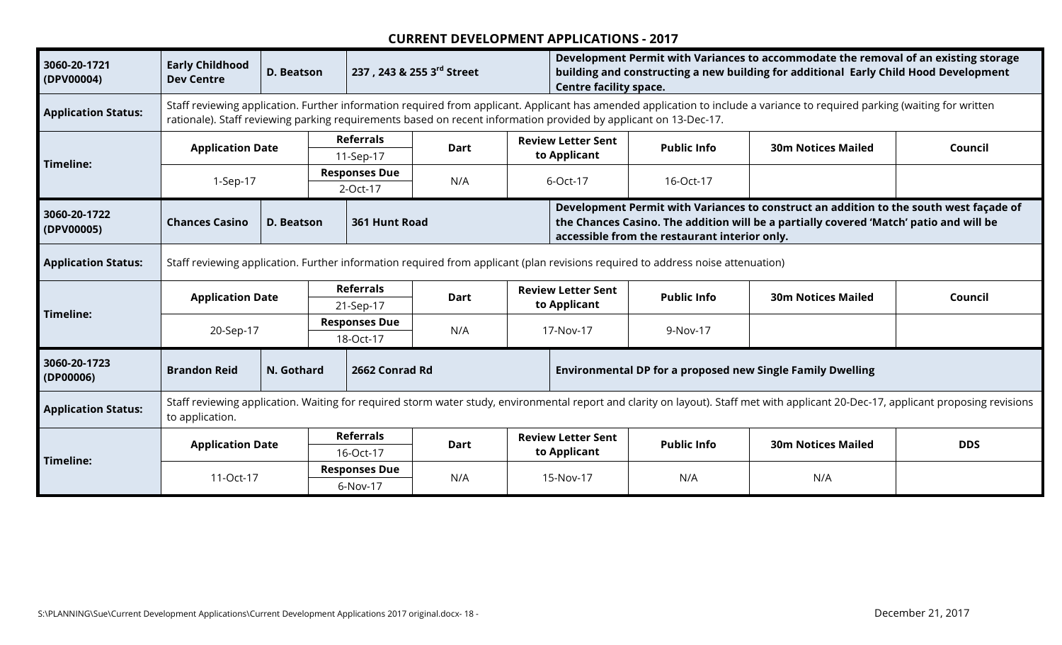## CURRENT DEVELOPMENT APPLICATIONS - 2017

| **3060-20-1721 (DPV00004)** | **Early Childhood Dev Centre** | **D. Beatson** | **237 , 243 & 255 3rd Street** | | **Development Permit with Variances to accommodate the removal of an existing storage building and constructing a new building for additional Early Child Hood Development Centre facility space.** | | |
|---|---|---|---|---|---|---|---|
| **Application Status:** | Staff reviewing application. Further information required from applicant. Applicant has amended application to include a variance to required parking (waiting for written rationale). Staff reviewing parking requirements based on recent information provided by applicant on 13-Dec-17. | | | | | | |
| **Timeline:** | **Application Date** | **Referrals** 11-Sep-17 | **Dart** | **Review Letter Sent to Applicant** | **Public Info** | **30m Notices Mailed** | **Council** |
| | 1-Sep-17 | **Responses Due** 2-Oct-17 | N/A | 6-Oct-17 | 16-Oct-17 | | |
| **3060-20-1722 (DPV00005)** | **Chances Casino** | **D. Beatson** | **361 Hunt Road** | | **Development Permit with Variances to construct an addition to the south west façade of the Chances Casino. The addition will be a partially covered 'Match' patio and will be accessible from the restaurant interior only.** | | |
| **Application Status:** | Staff reviewing application. Further information required from applicant (plan revisions required to address noise attenuation) | | | | | | |
| **Timeline:** | **Application Date** | **Referrals** 21-Sep-17 | **Dart** | **Review Letter Sent to Applicant** | **Public Info** | **30m Notices Mailed** | **Council** |
| | 20-Sep-17 | **Responses Due** 18-Oct-17 | N/A | 17-Nov-17 | 9-Nov-17 | | |
| **3060-20-1723 (DP00006)** | **Brandon Reid** | **N. Gothard** | **2662 Conrad Rd** | | **Environmental DP for a proposed new Single Family Dwelling** | | |
| **Application Status:** | Staff reviewing application. Waiting for required storm water study, environmental report and clarity on layout). Staff met with applicant 20-Dec-17, applicant proposing revisions to application. | | | | | | |
| **Timeline:** | **Application Date** | **Referrals** 16-Oct-17 | **Dart** | **Review Letter Sent to Applicant** | **Public Info** | **30m Notices Mailed** | **DDS** |
| | 11-Oct-17 | **Responses Due** 6-Nov-17 | N/A | 15-Nov-17 | N/A | N/A | |

S:\PLANNING\Sue\Current Development Applications\Current Development Applications 2017 original.docx- 18 -

December 21, 2017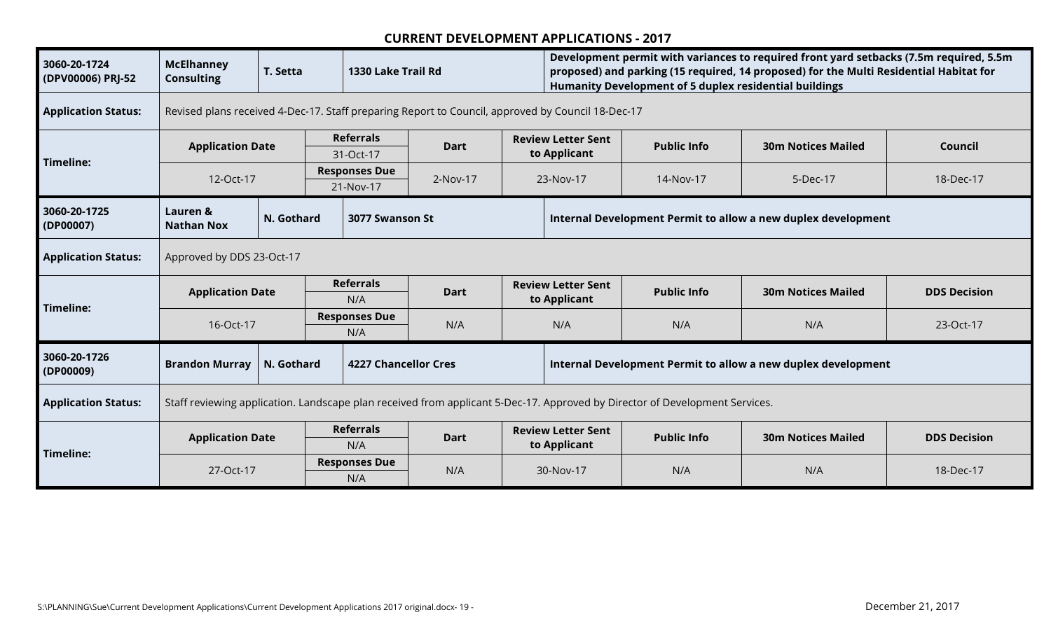## CURRENT DEVELOPMENT APPLICATIONS - 2017

| **3060-20-1724 (DPV00006) PRJ-52** | **McElhanney Consulting** | **T. Setta** | **1330 Lake Trail Rd** | **Development permit with variances to required front yard setbacks (7.5m required, 5.5m proposed) and parking (15 required, 14 proposed) for the Multi Residential Habitat for Humanity Development of 5 duplex residential buildings** | | | |
|---|---|---|---|---|---|---|---|
| **Application Status:** | Revised plans received 4-Dec-17. Staff preparing Report to Council, approved by Council 18-Dec-17 | | | | | | |
| **Timeline:** | **Application Date** | **Referrals** 31-Oct-17 / **Responses Due** 21-Nov-17 | **Dart** | **Review Letter Sent to Applicant** | **Public Info** | **30m Notices Mailed** | **Council** |
| | 12-Oct-17 | | 2-Nov-17 | 23-Nov-17 | 14-Nov-17 | 5-Dec-17 | 18-Dec-17 |

| **3060-20-1725 (DP00007)** | **Lauren & Nathan Nox** | **N. Gothard** | **3077 Swanson St** | **Internal Development Permit to allow a new duplex development** | | | |
|---|---|---|---|---|---|---|---|
| **Application Status:** | Approved by DDS 23-Oct-17 | | | | | | |
| **Timeline:** | **Application Date** | **Referrals** N/A / **Responses Due** N/A | **Dart** | **Review Letter Sent to Applicant** | **Public Info** | **30m Notices Mailed** | **DDS Decision** |
| | 16-Oct-17 | | N/A | N/A | N/A | N/A | 23-Oct-17 |

| **3060-20-1726 (DP00009)** | **Brandon Murray** | **N. Gothard** | **4227 Chancellor Cres** | **Internal Development Permit to allow a new duplex development** | | | |
|---|---|---|---|---|---|---|---|
| **Application Status:** | Staff reviewing application. Landscape plan received from applicant 5-Dec-17. Approved by Director of Development Services. | | | | | | |
| **Timeline:** | **Application Date** | **Referrals** N/A / **Responses Due** N/A | **Dart** | **Review Letter Sent to Applicant** | **Public Info** | **30m Notices Mailed** | **DDS Decision** |
| | 27-Oct-17 | | N/A | 30-Nov-17 | N/A | N/A | 18-Dec-17 |

S:\PLANNING\Sue\Current Development Applications\Current Development Applications 2017 original.docx- 19 -

December 21, 2017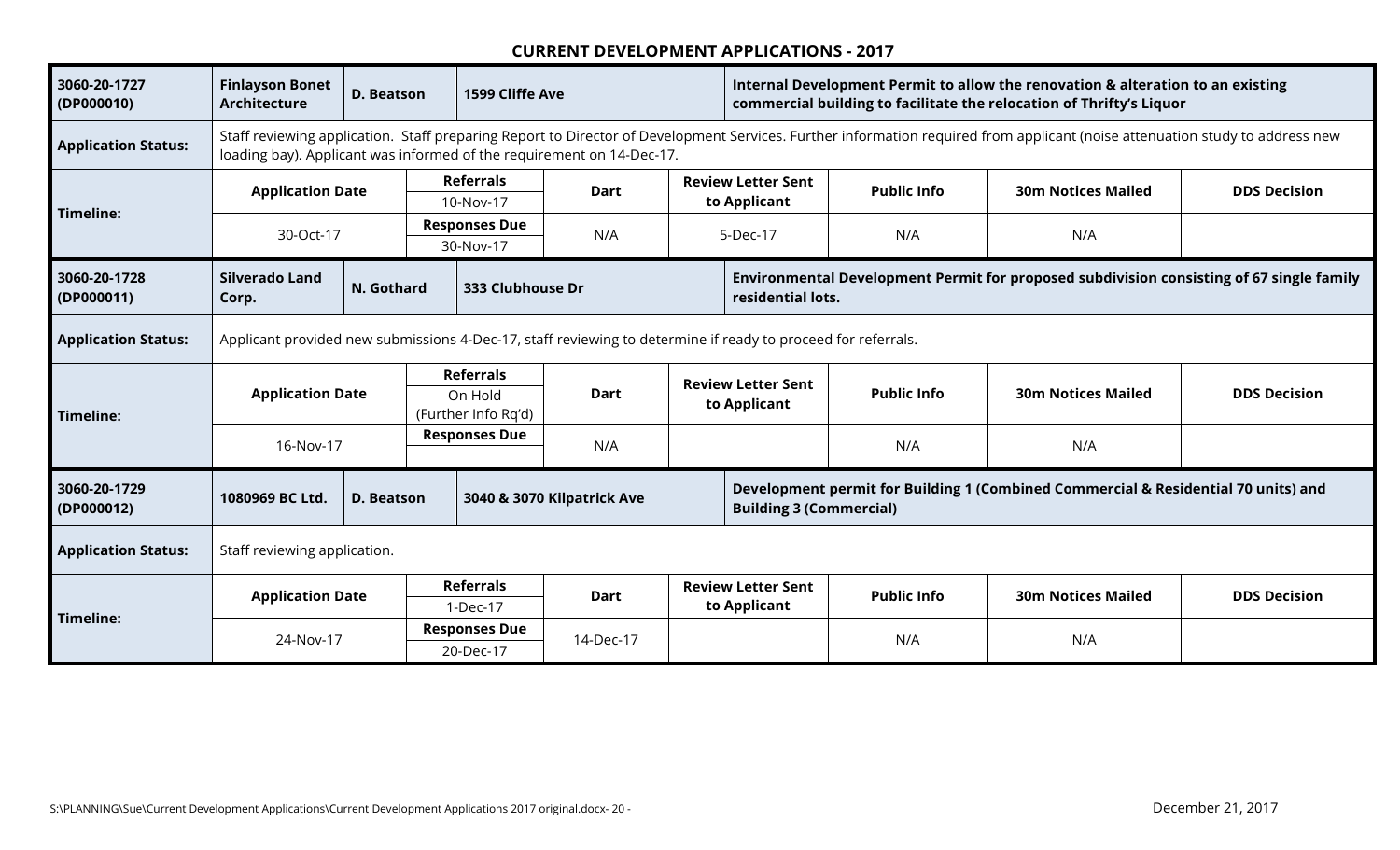## CURRENT DEVELOPMENT APPLICATIONS - 2017

| **3060-20-1727 (DP000010)** | **Finlayson Bonet Architecture** | **D. Beatson** | **1599 Cliffe Ave** | | **Internal Development Permit to allow the renovation & alteration to an existing commercial building to facilitate the relocation of Thrifty's Liquor** | | | |
|---|---|---|---|---|---|---|---|---|
| **Application Status:** | Staff reviewing application. Staff preparing Report to Director of Development Services. Further information required from applicant (noise attenuation study to address new loading bay). Applicant was informed of the requirement on 14-Dec-17. | | | | | | | |
| **Timeline:** | **Application Date** | | **Referrals** 10-Nov-17 | **Dart** | **Review Letter Sent to Applicant** | **Public Info** | **30m Notices Mailed** | **DDS Decision** |
| | 30-Oct-17 | | **Responses Due** 30-Nov-17 | N/A | 5-Dec-17 | N/A | N/A | |

| **3060-20-1728 (DP000011)** | **Silverado Land Corp.** | **N. Gothard** | **333 Clubhouse Dr** | | **Environmental Development Permit for proposed subdivision consisting of 67 single family residential lots.** | | | |
|---|---|---|---|---|---|---|---|---|
| **Application Status:** | Applicant provided new submissions 4-Dec-17, staff reviewing to determine if ready to proceed for referrals. | | | | | | | |
| **Timeline:** | **Application Date** | | **Referrals** On Hold (Further Info Rq'd) | **Dart** | **Review Letter Sent to Applicant** | **Public Info** | **30m Notices Mailed** | **DDS Decision** |
| | 16-Nov-17 | | **Responses Due** | N/A | | N/A | N/A | |

| **3060-20-1729 (DP000012)** | **1080969 BC Ltd.** | **D. Beatson** | **3040 & 3070 Kilpatrick Ave** | | **Development permit for Building 1 (Combined Commercial & Residential 70 units) and Building 3 (Commercial)** | | | |
|---|---|---|---|---|---|---|---|---|
| **Application Status:** | Staff reviewing application. | | | | | | | |
| **Timeline:** | **Application Date** | | **Referrals** 1-Dec-17 | **Dart** | **Review Letter Sent to Applicant** | **Public Info** | **30m Notices Mailed** | **DDS Decision** |
| | 24-Nov-17 | | **Responses Due** 20-Dec-17 | 14-Dec-17 | | N/A | N/A | |

S:\PLANNING\Sue\Current Development Applications\Current Development Applications 2017 original.docx

December 21, 2017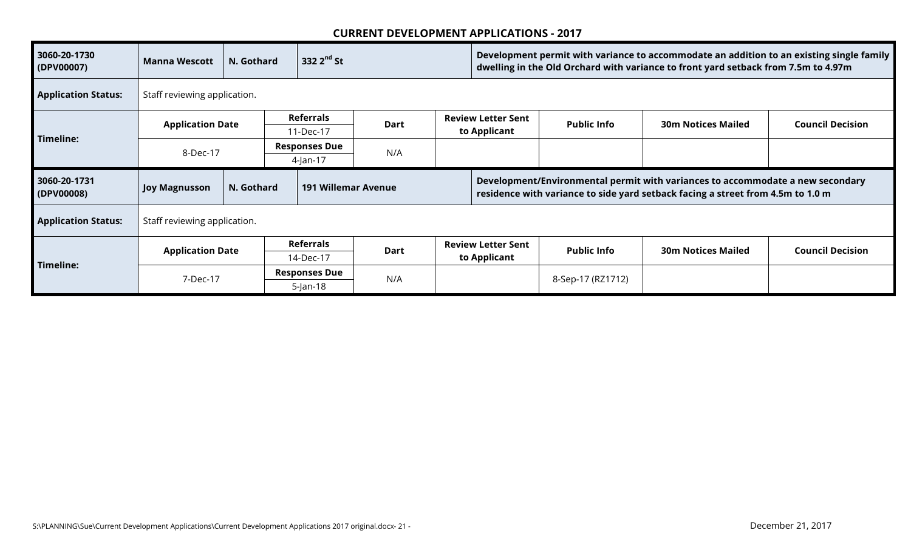## CURRENT DEVELOPMENT APPLICATIONS - 2017

| | | | | | | | | |
|---|---|---|---|---|---|---|---|---|
| **3060-20-1730 (DPV00007)** | **Manna Wescott** | **N. Gothard** | **332 2$^{nd}$ St** | | **Development permit with variance to accommodate an addition to an existing single family dwelling in the Old Orchard with variance to front yard setback from 7.5m to 4.97m** | | | |
| **Application Status:** | Staff reviewing application. | | | | | | | |
| **Timeline:** | **Application Date** | **Referrals** | **Dart** | **Review Letter Sent to Applicant** | **Public Info** | **30m Notices Mailed** | **Council Decision** | |
| | | 11-Dec-17 | | | | | | |
| | 8-Dec-17 | **Responses Due** | N/A | | | | | |
| | | 4-Jan-17 | | | | | | |

| | | | | | | | | |
|---|---|---|---|---|---|---|---|---|
| **3060-20-1731 (DPV00008)** | **Joy Magnusson** | **N. Gothard** | **191 Willemar Avenue** | | **Development/Environmental permit with variances to accommodate a new secondary residence with variance to side yard setback facing a street from 4.5m to 1.0 m** | | | |
| **Application Status:** | Staff reviewing application. | | | | | | | |
| **Timeline:** | **Application Date** | **Referrals** | **Dart** | **Review Letter Sent to Applicant** | **Public Info** | **30m Notices Mailed** | **Council Decision** | |
| | | 14-Dec-17 | | | | | | |
| | 7-Dec-17 | **Responses Due** | N/A | | 8-Sep-17 (RZ1712) | | | |
| | | 5-Jan-18 | | | | | | |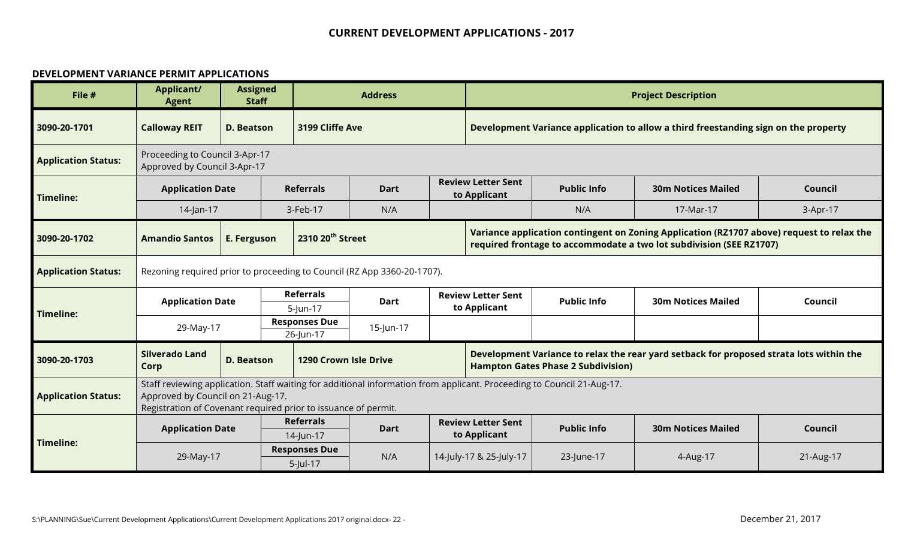## CURRENT DEVELOPMENT APPLICATIONS - 2017

### DEVELOPMENT VARIANCE PERMIT APPLICATIONS

| File # | Applicant/ Agent | Assigned Staff | Address | | Project Description | | | |
|---|---|---|---|---|---|---|---|---|
| **3090-20-1701** | **Calloway REIT** | **D. Beatson** | **3199 Cliffe Ave** | | **Development Variance application to allow a third freestanding sign on the property** | | | |
| **Application Status:** | Proceeding to Council 3-Apr-17<br>Approved by Council 3-Apr-17 | | | | | | | |
| **Timeline:** | **Application Date** | | **Referrals** | **Dart** | **Review Letter Sent to Applicant** | **Public Info** | **30m Notices Mailed** | **Council** |
| | 14-Jan-17 | | 3-Feb-17 | N/A | | N/A | 17-Mar-17 | 3-Apr-17 |
| **3090-20-1702** | **Amandio Santos** | **E. Ferguson** | **2310 20th Street** | | **Variance application contingent on Zoning Application (RZ1707 above) request to relax the required frontage to accommodate a two lot subdivision (SEE RZ1707)** | | | |
| **Application Status:** | Rezoning required prior to proceeding to Council (RZ App 3360-20-1707). | | | | | | | |
| **Timeline:** | **Application Date** | | **Referrals**<br>5-Jun-17 | **Dart** | **Review Letter Sent to Applicant** | **Public Info** | **30m Notices Mailed** | **Council** |
| | 29-May-17 | | **Responses Due**<br>26-Jun-17 | 15-Jun-17 | | | | |
| **3090-20-1703** | **Silverado Land Corp** | **D. Beatson** | **1290 Crown Isle Drive** | | **Development Variance to relax the rear yard setback for proposed strata lots within the Hampton Gates Phase 2 Subdivision)** | | | |
| **Application Status:** | Staff reviewing application. Staff waiting for additional information from applicant. Proceeding to Council 21-Aug-17.<br>Approved by Council on 21-Aug-17.<br>Registration of Covenant required prior to issuance of permit. | | | | | | | |
| **Timeline:** | **Application Date** | | **Referrals**<br>14-Jun-17 | **Dart** | **Review Letter Sent to Applicant** | **Public Info** | **30m Notices Mailed** | **Council** |
| | 29-May-17 | | **Responses Due**<br>5-Jul-17 | N/A | 14-July-17 & 25-July-17 | 23-June-17 | 4-Aug-17 | 21-Aug-17 |

S:\PLANNING\Sue\Current Development Applications\Current Development Applications 2017 original.docx- 22 - December 21, 2017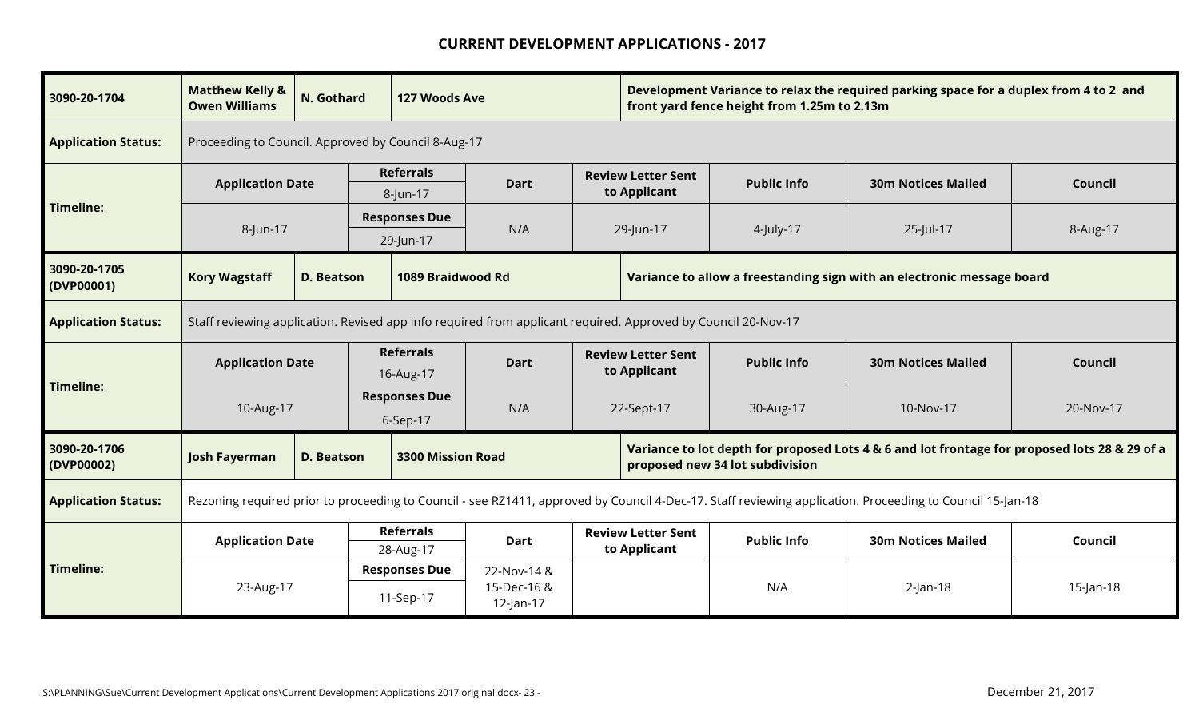# CURRENT DEVELOPMENT APPLICATIONS - 2017

| **3090-20-1704** | **Matthew Kelly & Owen Williams** | **N. Gothard** | **127 Woods Ave** | **Development Variance to relax the required parking space for a duplex from 4 to 2 and front yard fence height from 1.25m to 2.13m** | | | |
|---|---|---|---|---|---|---|---|
| **Application Status:** | Proceeding to Council. Approved by Council 8-Aug-17 | | | | | | |
| **Timeline:** | **Application Date** | **Referrals** 8-Jun-17 | **Dart** | **Review Letter Sent to Applicant** | **Public Info** | **30m Notices Mailed** | **Council** |
| | 8-Jun-17 | **Responses Due** 29-Jun-17 | N/A | 29-Jun-17 | 4-July-17 | 25-Jul-17 | 8-Aug-17 |

| **3090-20-1705 (DVP00001)** | **Kory Wagstaff** | **D. Beatson** | **1089 Braidwood Rd** | **Variance to allow a freestanding sign with an electronic message board** | | | |
|---|---|---|---|---|---|---|---|
| **Application Status:** | Staff reviewing application. Revised app info required from applicant required. Approved by Council 20-Nov-17 | | | | | | |
| **Timeline:** | **Application Date** | **Referrals** 16-Aug-17 | **Dart** | **Review Letter Sent to Applicant** | **Public Info** | **30m Notices Mailed** | **Council** |
| | 10-Aug-17 | **Responses Due** 6-Sep-17 | N/A | 22-Sept-17 | 30-Aug-17 | 10-Nov-17 | 20-Nov-17 |

| **3090-20-1706 (DVP00002)** | **Josh Fayerman** | **D. Beatson** | **3300 Mission Road** | **Variance to lot depth for proposed Lots 4 & 6 and lot frontage for proposed lots 28 & 29 of a proposed new 34 lot subdivision** | | | |
|---|---|---|---|---|---|---|---|
| **Application Status:** | Rezoning required prior to proceeding to Council - see RZ1411, approved by Council 4-Dec-17. Staff reviewing application. Proceeding to Council 15-Jan-18 | | | | | | |
| **Timeline:** | **Application Date** | **Referrals** 28-Aug-17 | **Dart** | **Review Letter Sent to Applicant** | **Public Info** | **30m Notices Mailed** | **Council** |
| | 23-Aug-17 | **Responses Due** 11-Sep-17 | 22-Nov-14 & 15-Dec-16 & 12-Jan-17 | | N/A | 2-Jan-18 | 15-Jan-18 |

S:\PLANNING\Sue\Current Development Applications\Current Development Applications 2017 original.docx

December 21, 2017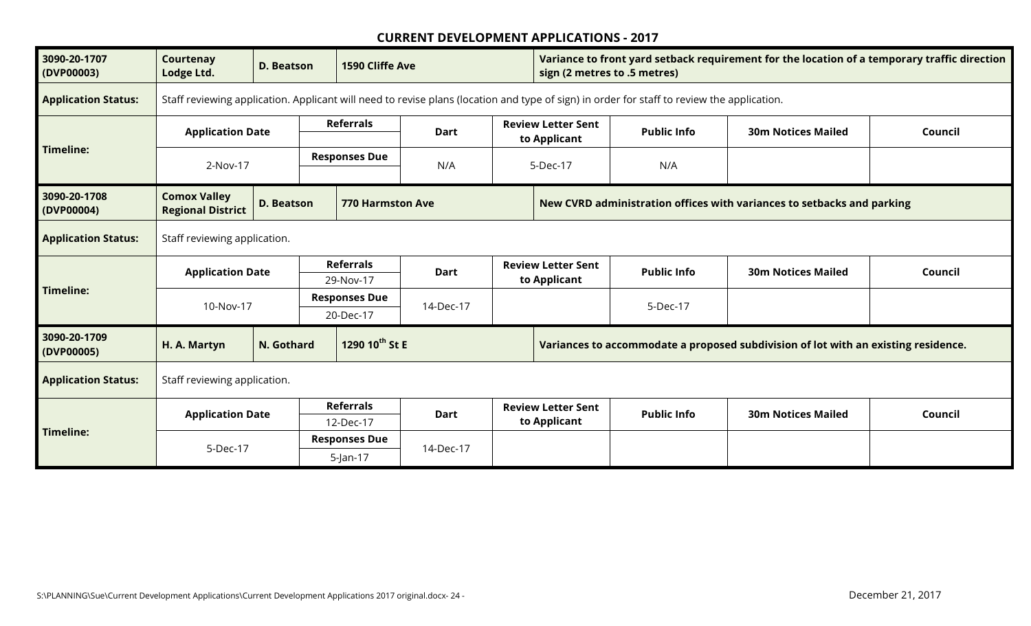# CURRENT DEVELOPMENT APPLICATIONS - 2017

| **3090-20-1707 (DVP00003)** | **Courtenay Lodge Ltd.** | **D. Beatson** | **1590 Cliffe Ave** | | **Variance to front yard setback requirement for the location of a temporary traffic direction sign (2 metres to .5 metres)** | | |
|---|---|---|---|---|---|---|---|
| **Application Status:** | Staff reviewing application. Applicant will need to revise plans (location and type of sign) in order for staff to review the application. | | | | | | |
| **Timeline:** | **Application Date** | **Referrals** | **Dart** | **Review Letter Sent to Applicant** | **Public Info** | **30m Notices Mailed** | **Council** |
| | | | | | | | |
| | 2-Nov-17 | **Responses Due** | N/A | 5-Dec-17 | N/A | | |
| | | | | | | | |

| **3090-20-1708 (DVP00004)** | **Comox Valley Regional District** | **D. Beatson** | **770 Harmston Ave** | | **New CVRD administration offices with variances to setbacks and parking** | | |
|---|---|---|---|---|---|---|---|
| **Application Status:** | Staff reviewing application. | | | | | | |
| **Timeline:** | **Application Date** | **Referrals** | **Dart** | **Review Letter Sent to Applicant** | **Public Info** | **30m Notices Mailed** | **Council** |
| | | 29-Nov-17 | | | | | |
| | 10-Nov-17 | **Responses Due** | 14-Dec-17 | | 5-Dec-17 | | |
| | | 20-Dec-17 | | | | | |

| **3090-20-1709 (DVP00005)** | **H. A. Martyn** | **N. Gothard** | **1290 10th St E** | | **Variances to accommodate a proposed subdivision of lot with an existing residence.** | | |
|---|---|---|---|---|---|---|---|
| **Application Status:** | Staff reviewing application. | | | | | | |
| **Timeline:** | **Application Date** | **Referrals** | **Dart** | **Review Letter Sent to Applicant** | **Public Info** | **30m Notices Mailed** | **Council** |
| | | 12-Dec-17 | | | | | |
| | 5-Dec-17 | **Responses Due** | 14-Dec-17 | | | | |
| | | 5-Jan-17 | | | | | |

S:\PLANNING\Sue\Current Development Applications\Current Development Applications 2017 original.docx

December 21, 2017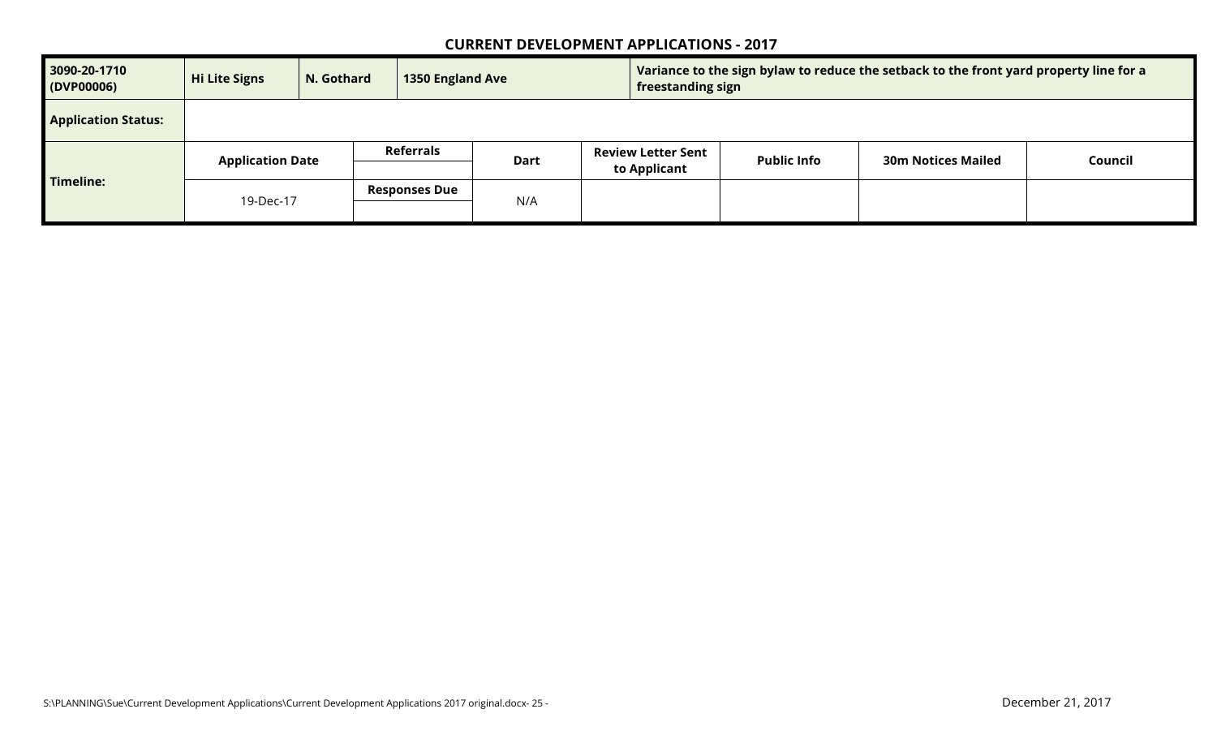## CURRENT DEVELOPMENT APPLICATIONS - 2017

| 3090-20-1710 (DVP00006) | Hi Lite Signs | N. Gothard | 1350 England Ave | Variance to the sign bylaw to reduce the setback to the front yard property line for a freestanding sign | | | |
|---|---|---|---|---|---|---|---|
| **Application Status:** | | | | | | | |
| **Timeline:** | **Application Date** | **Referrals** | **Dart** | **Review Letter Sent to Applicant** | **Public Info** | **30m Notices Mailed** | **Council** |
| | | | | | | | |
| | 19-Dec-17 | **Responses Due** | N/A | | | | |
| | | | | | | | |

S:\PLANNING\Sue\Current Development Applications\Current Development Applications 2017 original.docx

December 21, 2017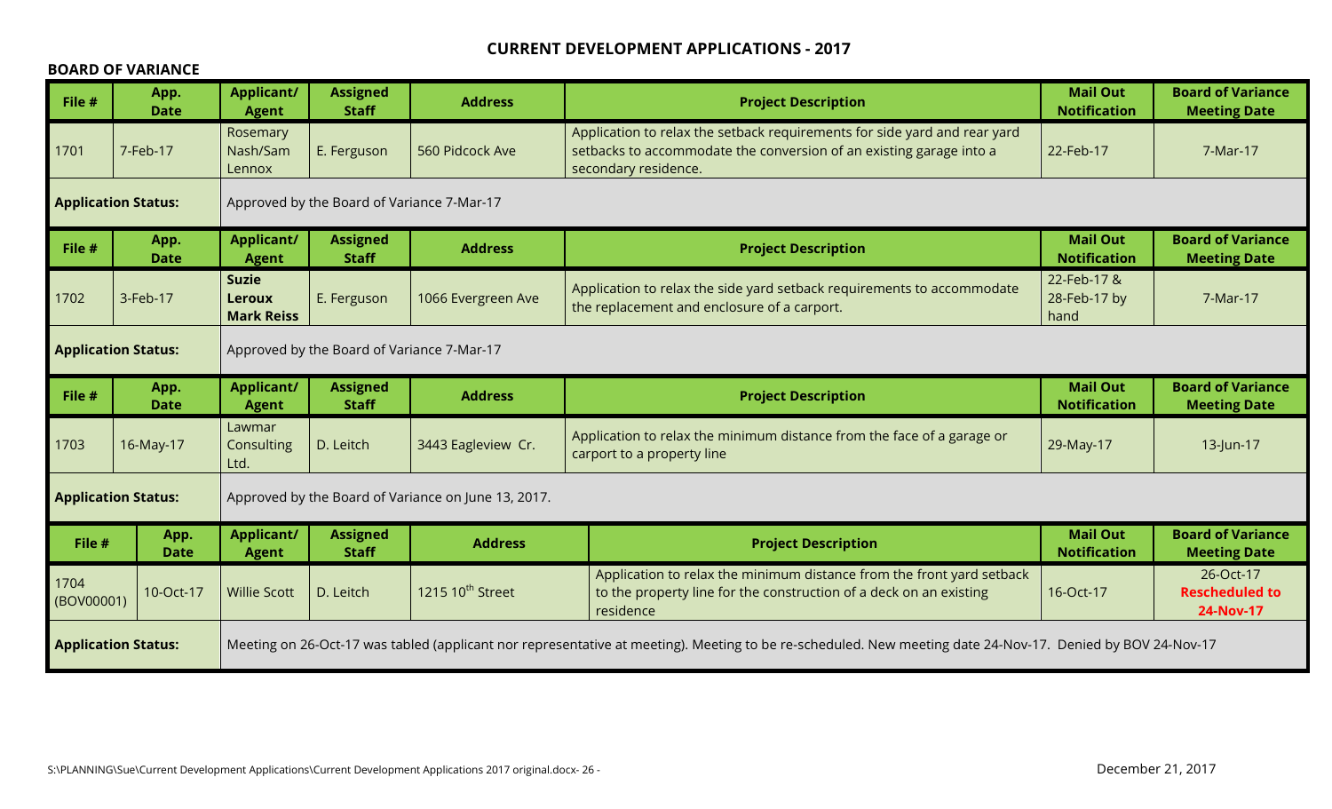# CURRENT DEVELOPMENT APPLICATIONS - 2017

## BOARD OF VARIANCE

| File # | App. Date | Applicant/ Agent | Assigned Staff | Address | Project Description | Mail Out Notification | Board of Variance Meeting Date |
|---|---|---|---|---|---|---|---|
| 1701 | 7-Feb-17 | Rosemary Nash/Sam Lennox | E. Ferguson | 560 Pidcock Ave | Application to relax the setback requirements for side yard and rear yard setbacks to accommodate the conversion of an existing garage into a secondary residence. | 22-Feb-17 | 7-Mar-17 |
| **Application Status:** | | Approved by the Board of Variance 7-Mar-17 | | | | | |

| File # | App. Date | Applicant/ Agent | Assigned Staff | Address | Project Description | Mail Out Notification | Board of Variance Meeting Date |
|---|---|---|---|---|---|---|---|
| 1702 | 3-Feb-17 | **Suzie Leroux Mark Reiss** | E. Ferguson | 1066 Evergreen Ave | Application to relax the side yard setback requirements to accommodate the replacement and enclosure of a carport. | 22-Feb-17 & 28-Feb-17 by hand | 7-Mar-17 |
| **Application Status:** | | Approved by the Board of Variance 7-Mar-17 | | | | | |

| File # | App. Date | Applicant/ Agent | Assigned Staff | Address | Project Description | Mail Out Notification | Board of Variance Meeting Date |
|---|---|---|---|---|---|---|---|
| 1703 | 16-May-17 | Lawmar Consulting Ltd. | D. Leitch | 3443 Eagleview Cr. | Application to relax the minimum distance from the face of a garage or carport to a property line | 29-May-17 | 13-Jun-17 |
| **Application Status:** | | Approved by the Board of Variance on June 13, 2017. | | | | | |

| File # | App. Date | Applicant/ Agent | Assigned Staff | Address | Project Description | Mail Out Notification | Board of Variance Meeting Date |
|---|---|---|---|---|---|---|---|
| 1704 (BOV00001) | 10-Oct-17 | Willie Scott | D. Leitch | 1215 10th Street | Application to relax the minimum distance from the front yard setback to the property line for the construction of a deck on an existing residence | 16-Oct-17 | 26-Oct-17 **Rescheduled to 24-Nov-17** |
| **Application Status:** | | Meeting on 26-Oct-17 was tabled (applicant nor representative at meeting). Meeting to be re-scheduled. New meeting date 24-Nov-17. Denied by BOV 24-Nov-17 | | | | | |

S:\PLANNING\Sue\Current Development Applications\Current Development Applications 2017 original.docx December 21, 2017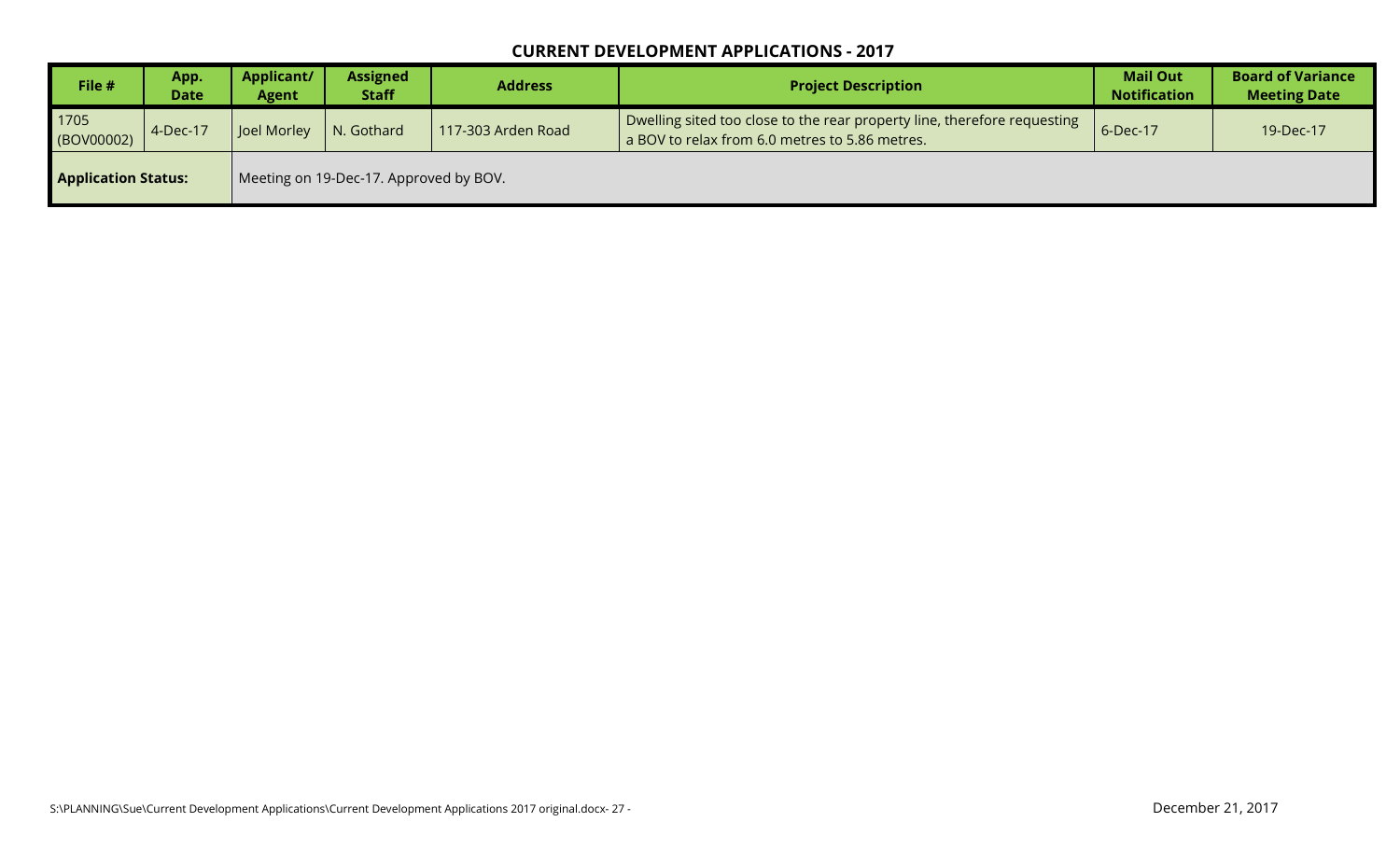## CURRENT DEVELOPMENT APPLICATIONS - 2017

| File # | App. Date | Applicant/ Agent | Assigned Staff | Address | Project Description | Mail Out Notification | Board of Variance Meeting Date |
|---|---|---|---|---|---|---|---|
| 1705 (BOV00002) | 4-Dec-17 | Joel Morley | N. Gothard | 117-303 Arden Road | Dwelling sited too close to the rear property line, therefore requesting a BOV to relax from 6.0 metres to 5.86 metres. | 6-Dec-17 | 19-Dec-17 |
| **Application Status:** | | Meeting on 19-Dec-17. Approved by BOV. | | | | | |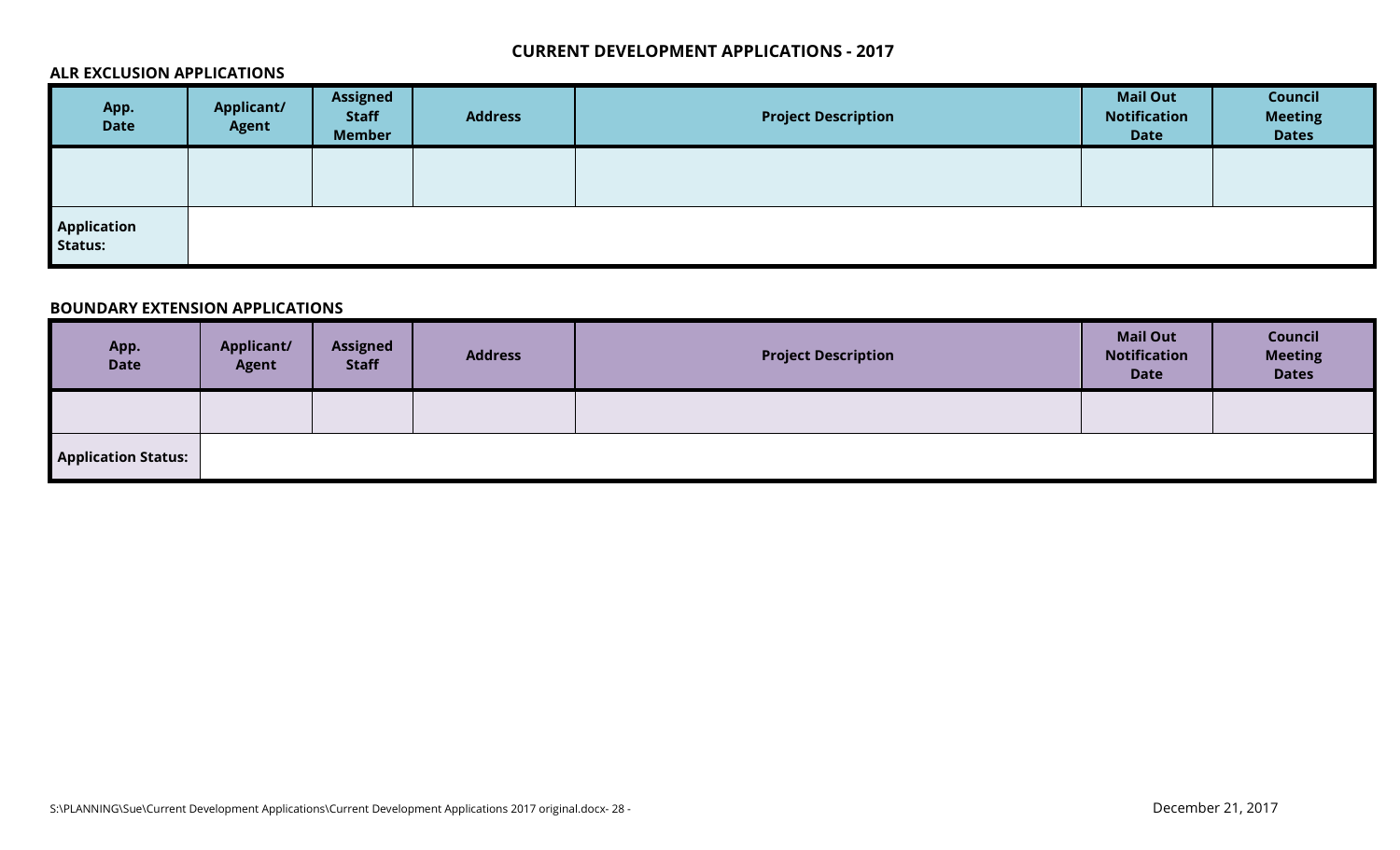# CURRENT DEVELOPMENT APPLICATIONS - 2017

## ALR EXCLUSION APPLICATIONS

| App. Date | Applicant/ Agent | Assigned Staff Member | Address | Project Description | Mail Out Notification Date | Council Meeting Dates |
|---|---|---|---|---|---|---|
| | | | | | | |
| **Application Status:** | | | | | | |

## BOUNDARY EXTENSION APPLICATIONS

| App. Date | Applicant/ Agent | Assigned Staff | Address | Project Description | Mail Out Notification Date | Council Meeting Dates |
|---|---|---|---|---|---|---|
| | | | | | | |
| **Application Status:** | | | | | | |

S:\PLANNING\Sue\Current Development Applications\Current Development Applications 2017 original.docx

December 21, 2017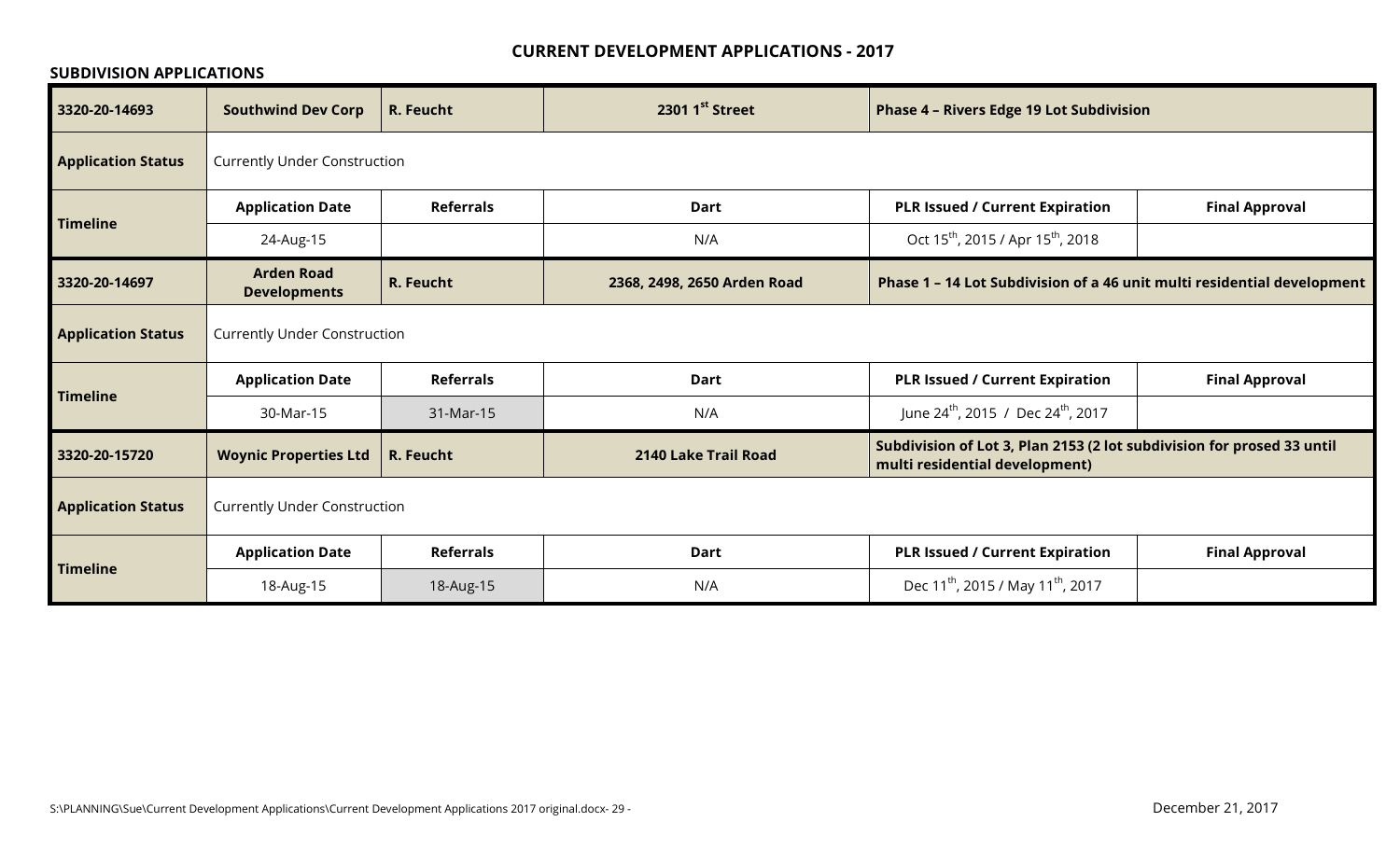# CURRENT DEVELOPMENT APPLICATIONS - 2017

## SUBDIVISION APPLICATIONS

| 3320-20-14693 | Southwind Dev Corp | R. Feucht | 2301 1st Street | Phase 4 – Rivers Edge 19 Lot Subdivision | |
|---|---|---|---|---|---|
| Application Status | Currently Under Construction | | | | |
| Timeline | Application Date | Referrals | Dart | PLR Issued / Current Expiration | Final Approval |
| | 24-Aug-15 | | N/A | Oct 15th, 2015 / Apr 15th, 2018 | |
| 3320-20-14697 | Arden Road Developments | R. Feucht | 2368, 2498, 2650 Arden Road | Phase 1 – 14 Lot Subdivision of a 46 unit multi residential development | |
| Application Status | Currently Under Construction | | | | |
| Timeline | Application Date | Referrals | Dart | PLR Issued / Current Expiration | Final Approval |
| | 30-Mar-15 | 31-Mar-15 | N/A | June 24th, 2015 / Dec 24th, 2017 | |
| 3320-20-15720 | Woynic Properties Ltd | R. Feucht | 2140 Lake Trail Road | Subdivision of Lot 3, Plan 2153 (2 lot subdivision for prosed 33 until multi residential development) | |
| Application Status | Currently Under Construction | | | | |
| Timeline | Application Date | Referrals | Dart | PLR Issued / Current Expiration | Final Approval |
| | 18-Aug-15 | 18-Aug-15 | N/A | Dec 11th, 2015 / May 11th, 2017 | |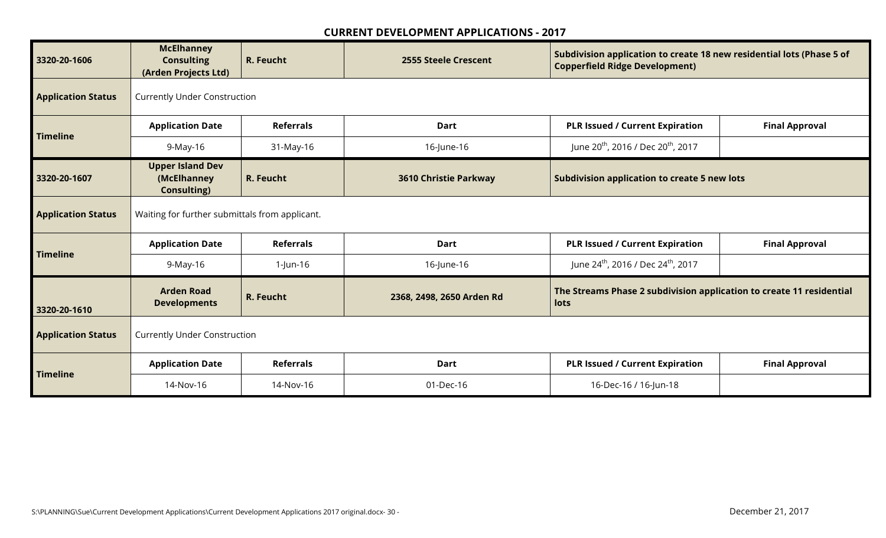## CURRENT DEVELOPMENT APPLICATIONS - 2017

| **3320-20-1606** | **McElhanney Consulting (Arden Projects Ltd)** | **R. Feucht** | **2555 Steele Crescent** | **Subdivision application to create 18 new residential lots (Phase 5 of Copperfield Ridge Development)** | |
|---|---|---|---|---|---|
| **Application Status** | Currently Under Construction | | | | |
| **Timeline** | **Application Date** | **Referrals** | **Dart** | **PLR Issued / Current Expiration** | **Final Approval** |
| | 9-May-16 | 31-May-16 | 16-June-16 | June 20th, 2016 / Dec 20th, 2017 | |
| **3320-20-1607** | **Upper Island Dev (McElhanney Consulting)** | **R. Feucht** | **3610 Christie Parkway** | **Subdivision application to create 5 new lots** | |
| **Application Status** | Waiting for further submittals from applicant. | | | | |
| **Timeline** | **Application Date** | **Referrals** | **Dart** | **PLR Issued / Current Expiration** | **Final Approval** |
| | 9-May-16 | 1-Jun-16 | 16-June-16 | June 24th, 2016 / Dec 24th, 2017 | |
| **3320-20-1610** | **Arden Road Developments** | **R. Feucht** | **2368, 2498, 2650 Arden Rd** | **The Streams Phase 2 subdivision application to create 11 residential lots** | |
| **Application Status** | Currently Under Construction | | | | |
| **Timeline** | **Application Date** | **Referrals** | **Dart** | **PLR Issued / Current Expiration** | **Final Approval** |
| | 14-Nov-16 | 14-Nov-16 | 01-Dec-16 | 16-Dec-16 / 16-Jun-18 | |

S:\PLANNING\Sue\Current Development Applications\Current Development Applications 2017 original.docx

December 21, 2017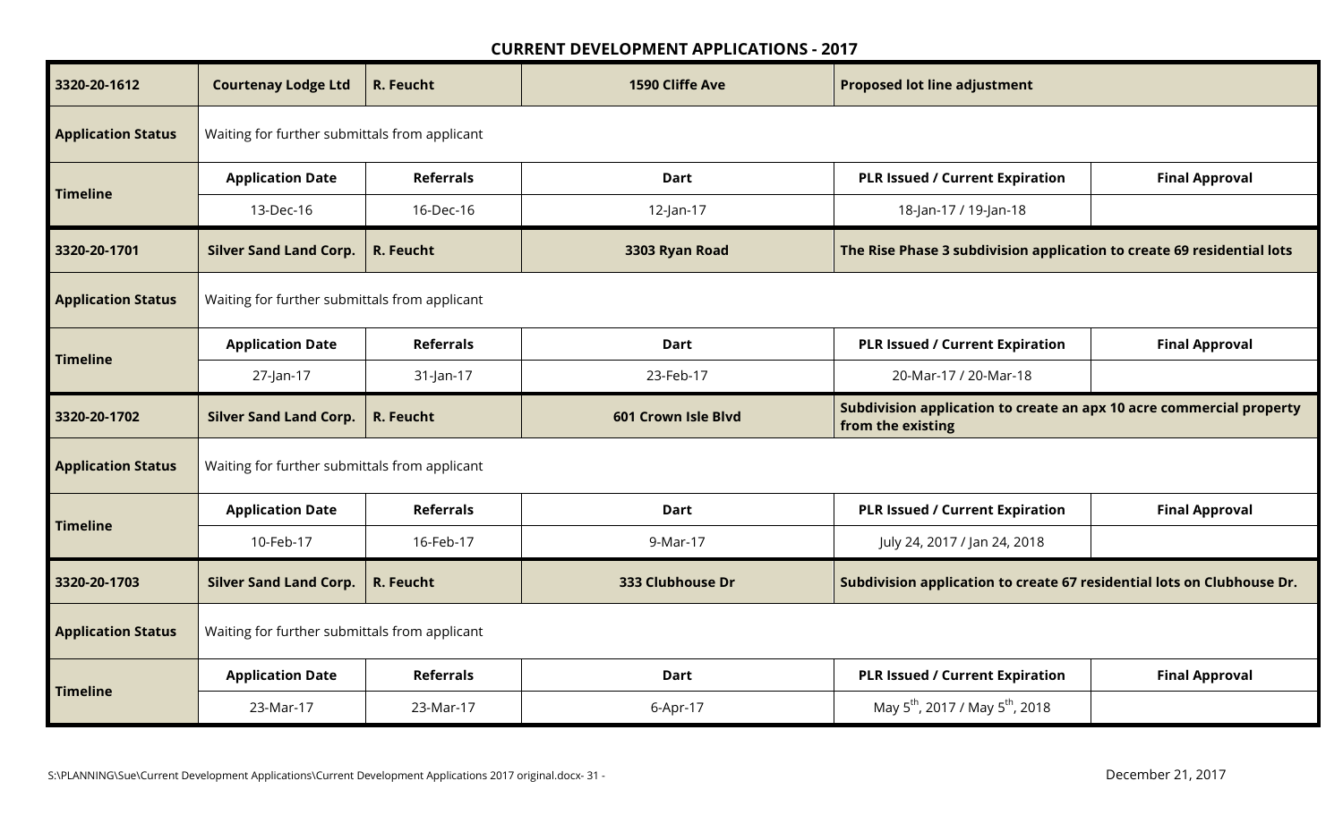## CURRENT DEVELOPMENT APPLICATIONS - 2017

| **3320-20-1612** | **Courtenay Lodge Ltd** | **R. Feucht** | **1590 Cliffe Ave** | **Proposed lot line adjustment** | |
|---|---|---|---|---|---|
| **Application Status** | Waiting for further submittals from applicant | | | | |
| **Timeline** | **Application Date** | **Referrals** | **Dart** | **PLR Issued / Current Expiration** | **Final Approval** |
| | 13-Dec-16 | 16-Dec-16 | 12-Jan-17 | 18-Jan-17 / 19-Jan-18 | |

| **3320-20-1701** | **Silver Sand Land Corp.** | **R. Feucht** | **3303 Ryan Road** | **The Rise Phase 3 subdivision application to create 69 residential lots** | |
|---|---|---|---|---|---|
| **Application Status** | Waiting for further submittals from applicant | | | | |
| **Timeline** | **Application Date** | **Referrals** | **Dart** | **PLR Issued / Current Expiration** | **Final Approval** |
| | 27-Jan-17 | 31-Jan-17 | 23-Feb-17 | 20-Mar-17 / 20-Mar-18 | |

| **3320-20-1702** | **Silver Sand Land Corp.** | **R. Feucht** | **601 Crown Isle Blvd** | **Subdivision application to create an apx 10 acre commercial property from the existing** | |
|---|---|---|---|---|---|
| **Application Status** | Waiting for further submittals from applicant | | | | |
| **Timeline** | **Application Date** | **Referrals** | **Dart** | **PLR Issued / Current Expiration** | **Final Approval** |
| | 10-Feb-17 | 16-Feb-17 | 9-Mar-17 | July 24, 2017 / Jan 24, 2018 | |

| **3320-20-1703** | **Silver Sand Land Corp.** | **R. Feucht** | **333 Clubhouse Dr** | **Subdivision application to create 67 residential lots on Clubhouse Dr.** | |
|---|---|---|---|---|---|
| **Application Status** | Waiting for further submittals from applicant | | | | |
| **Timeline** | **Application Date** | **Referrals** | **Dart** | **PLR Issued / Current Expiration** | **Final Approval** |
| | 23-Mar-17 | 23-Mar-17 | 6-Apr-17 | May 5th, 2017 / May 5th, 2018 | |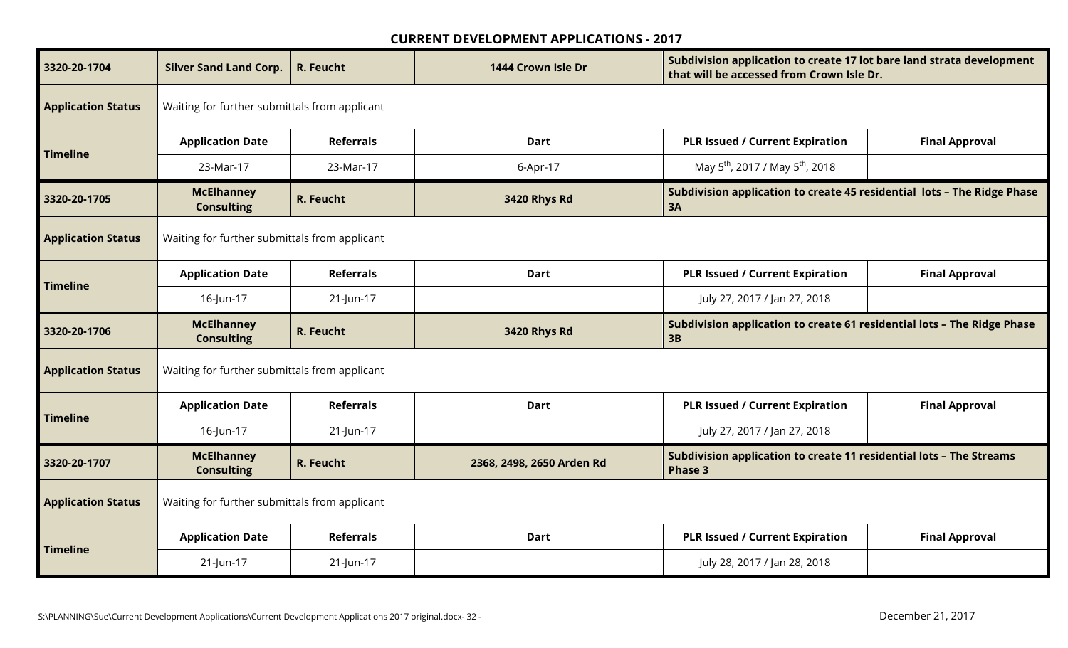## CURRENT DEVELOPMENT APPLICATIONS - 2017

| **3320-20-1704** | **Silver Sand Land Corp.** | **R. Feucht** | **1444 Crown Isle Dr** | **Subdivision application to create 17 lot bare land strata development that will be accessed from Crown Isle Dr.** | |
|---|---|---|---|---|---|
| **Application Status** | Waiting for further submittals from applicant | | | | |
| **Timeline** | **Application Date** | **Referrals** | **Dart** | **PLR Issued / Current Expiration** | **Final Approval** |
| | 23-Mar-17 | 23-Mar-17 | 6-Apr-17 | May 5th, 2017 / May 5th, 2018 | |
| **3320-20-1705** | **McElhanney Consulting** | **R. Feucht** | **3420 Rhys Rd** | **Subdivision application to create 45 residential lots – The Ridge Phase 3A** | |
| **Application Status** | Waiting for further submittals from applicant | | | | |
| **Timeline** | **Application Date** | **Referrals** | **Dart** | **PLR Issued / Current Expiration** | **Final Approval** |
| | 16-Jun-17 | 21-Jun-17 | | July 27, 2017 / Jan 27, 2018 | |
| **3320-20-1706** | **McElhanney Consulting** | **R. Feucht** | **3420 Rhys Rd** | **Subdivision application to create 61 residential lots – The Ridge Phase 3B** | |
| **Application Status** | Waiting for further submittals from applicant | | | | |
| **Timeline** | **Application Date** | **Referrals** | **Dart** | **PLR Issued / Current Expiration** | **Final Approval** |
| | 16-Jun-17 | 21-Jun-17 | | July 27, 2017 / Jan 27, 2018 | |
| **3320-20-1707** | **McElhanney Consulting** | **R. Feucht** | **2368, 2498, 2650 Arden Rd** | **Subdivision application to create 11 residential lots – The Streams Phase 3** | |
| **Application Status** | Waiting for further submittals from applicant | | | | |
| **Timeline** | **Application Date** | **Referrals** | **Dart** | **PLR Issued / Current Expiration** | **Final Approval** |
| | 21-Jun-17 | 21-Jun-17 | | July 28, 2017 / Jan 28, 2018 | |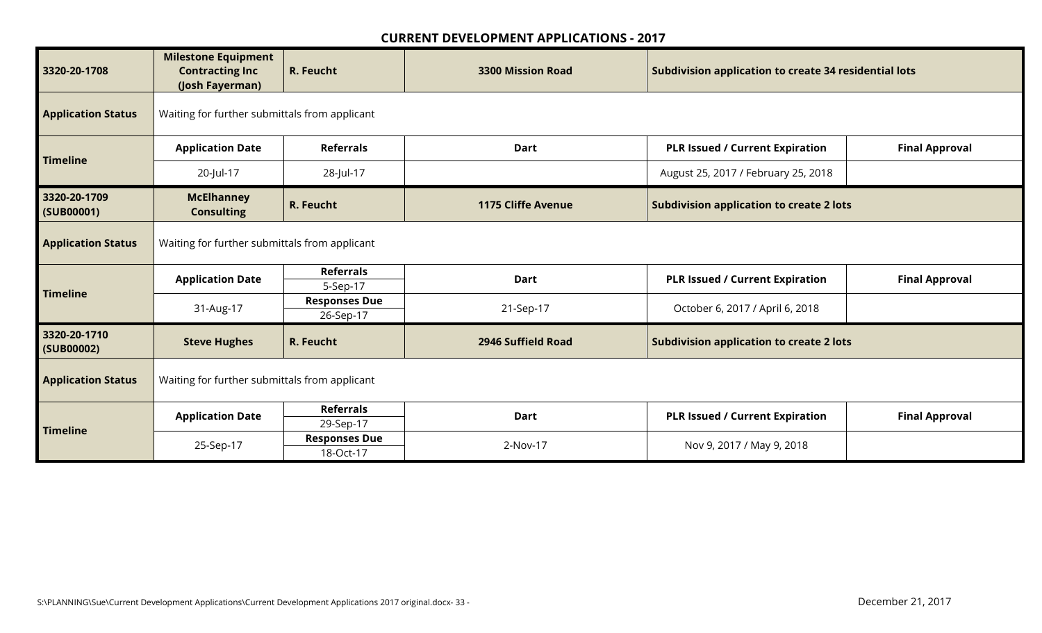## CURRENT DEVELOPMENT APPLICATIONS - 2017

| **3320-20-1708** | **Milestone Equipment Contracting Inc (Josh Fayerman)** | **R. Feucht** | **3300 Mission Road** | **Subdivision application to create 34 residential lots** | |
|---|---|---|---|---|---|
| **Application Status** | Waiting for further submittals from applicant | | | | |
| **Timeline** | **Application Date** | **Referrals** | **Dart** | **PLR Issued / Current Expiration** | **Final Approval** |
| | 20-Jul-17 | 28-Jul-17 | | August 25, 2017 / February 25, 2018 | |

| **3320-20-1709 (SUB00001)** | **McElhanney Consulting** | **R. Feucht** | **1175 Cliffe Avenue** | **Subdivision application to create 2 lots** | |
|---|---|---|---|---|---|
| **Application Status** | Waiting for further submittals from applicant | | | | |
| **Timeline** | **Application Date** | **Referrals** 5-Sep-17 | **Dart** | **PLR Issued / Current Expiration** | **Final Approval** |
| | 31-Aug-17 | **Responses Due** 26-Sep-17 | 21-Sep-17 | October 6, 2017 / April 6, 2018 | |

| **3320-20-1710 (SUB00002)** | **Steve Hughes** | **R. Feucht** | **2946 Suffield Road** | **Subdivision application to create 2 lots** | |
|---|---|---|---|---|---|
| **Application Status** | Waiting for further submittals from applicant | | | | |
| **Timeline** | **Application Date** | **Referrals** 29-Sep-17 | **Dart** | **PLR Issued / Current Expiration** | **Final Approval** |
| | 25-Sep-17 | **Responses Due** 18-Oct-17 | 2-Nov-17 | Nov 9, 2017 / May 9, 2018 | |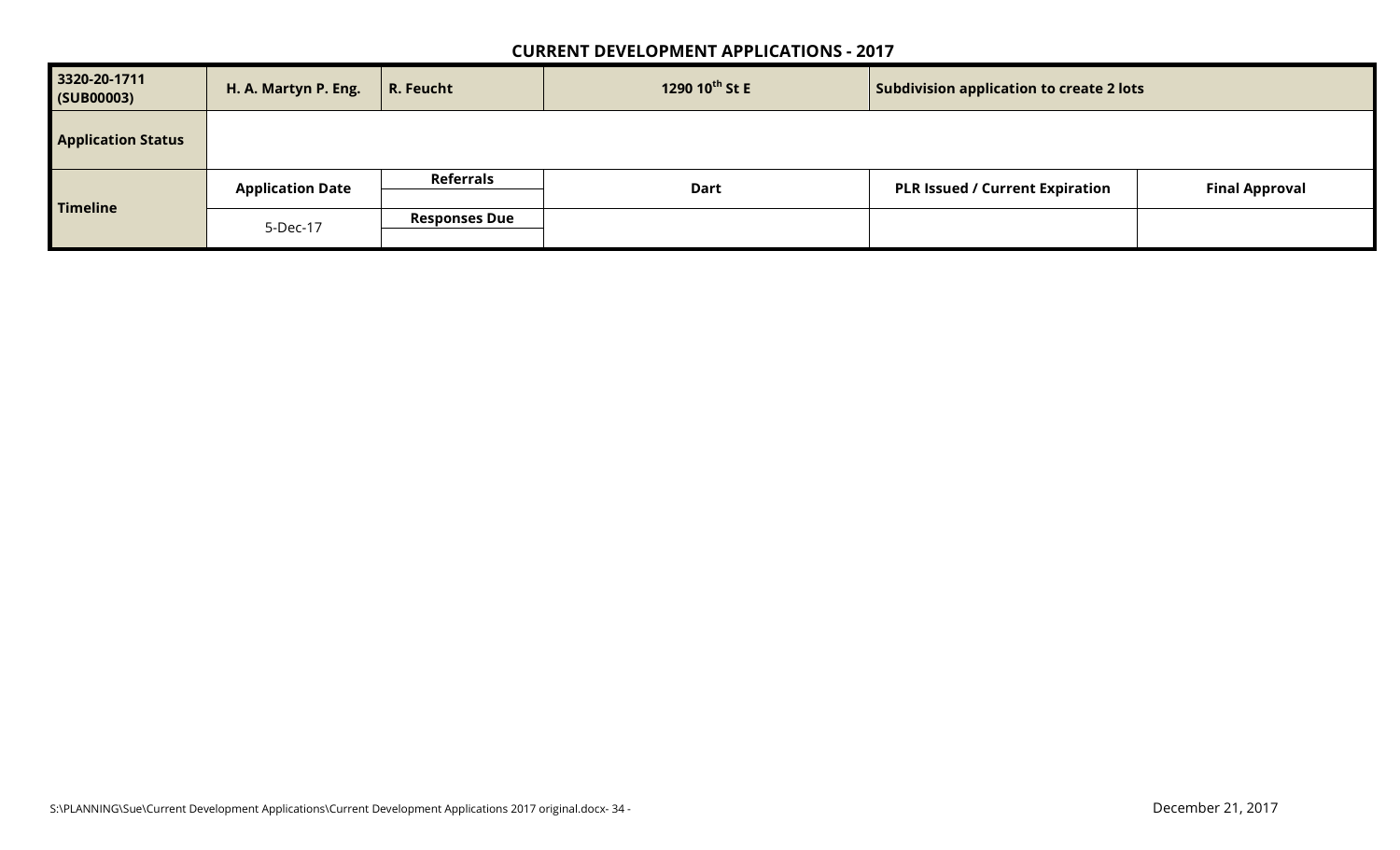## CURRENT DEVELOPMENT APPLICATIONS - 2017

| 3320-20-1711 (SUB00003) | H. A. Martyn P. Eng. | R. Feucht | 1290 10th St E | Subdivision application to create 2 lots | |
|---|---|---|---|---|---|
| **Application Status** | | | | | |
| **Timeline** | **Application Date** | **Referrals** | **Dart** | **PLR Issued / Current Expiration** | **Final Approval** |
| | | | | | |
| | 5-Dec-17 | **Responses Due** | | | |
| | | | | | |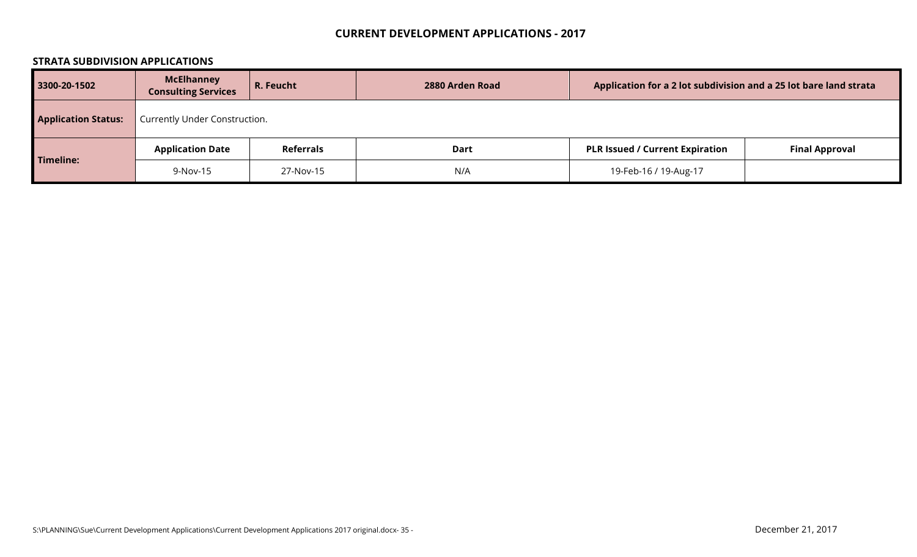# CURRENT DEVELOPMENT APPLICATIONS - 2017

## STRATA SUBDIVISION APPLICATIONS

| 3300-20-1502 | McElhanney Consulting Services | R. Feucht | 2880 Arden Road | Application for a 2 lot subdivision and a 25 lot bare land strata | |
|---|---|---|---|---|---|
| **Application Status:** | Currently Under Construction. | | | | |
| **Timeline:** | **Application Date** | **Referrals** | **Dart** | **PLR Issued / Current Expiration** | **Final Approval** |
| | 9-Nov-15 | 27-Nov-15 | N/A | 19-Feb-16 / 19-Aug-17 | |